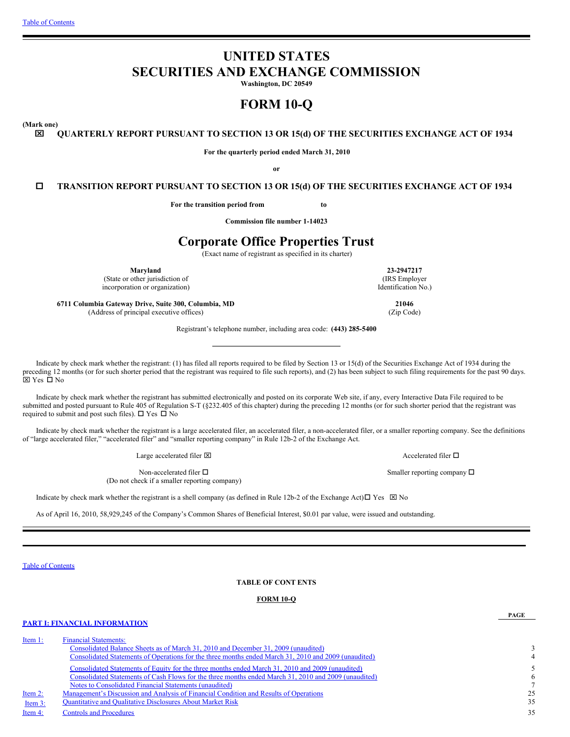# UNITED STATES
# SECURITIES AND EXCHANGE COMMISSION

**Washington, DC 20549**

# FORM 10-Q

**(Mark one)**

☒ **QUARTERLY REPORT PURSUANT TO SECTION 13 OR 15(d) OF THE SECURITIES EXCHANGE ACT OF 1934**

**For the quarterly period ended March 31, 2010**

**or**

☐ **TRANSITION REPORT PURSUANT TO SECTION 13 OR 15(d) OF THE SECURITIES EXCHANGE ACT OF 1934**

**For the transition period from to**

**Commission file number 1-14023**

# Corporate Office Properties Trust

(Exact name of registrant as specified in its charter)

| | |
|---|---|
| **Maryland** (State or other jurisdiction of incorporation or organization) | **23-2947217** (IRS Employer Identification No.) |
| **6711 Columbia Gateway Drive, Suite 300, Columbia, MD** (Address of principal executive offices) | **21046** (Zip Code) |

Registrant's telephone number, including area code: **(443) 285-5400**

Indicate by check mark whether the registrant: (1) has filed all reports required to be filed by Section 13 or 15(d) of the Securities Exchange Act of 1934 during the preceding 12 months (or for such shorter period that the registrant was required to file such reports), and (2) has been subject to such filing requirements for the past 90 days. ☒ Yes ☐ No

Indicate by check mark whether the registrant has submitted electronically and posted on its corporate Web site, if any, every Interactive Data File required to be submitted and posted pursuant to Rule 405 of Regulation S-T (§232.405 of this chapter) during the preceding 12 months (or for such shorter period that the registrant was required to submit and post such files). ☐ Yes ☐ No

Indicate by check mark whether the registrant is a large accelerated filer, an accelerated filer, a non-accelerated filer, or a smaller reporting company. See the definitions of "large accelerated filer," "accelerated filer" and "smaller reporting company" in Rule 12b-2 of the Exchange Act.

| | |
|---|---|
| Large accelerated filer ☒ | Accelerated filer ☐ |
| Non-accelerated filer ☐ (Do not check if a smaller reporting company) | Smaller reporting company ☐ |

Indicate by check mark whether the registrant is a shell company (as defined in Rule 12b-2 of the Exchange Act) ☐ Yes ☒ No

As of April 16, 2010, 58,929,245 of the Company's Common Shares of Beneficial Interest, $0.01 par value, were issued and outstanding.

**TABLE OF CONTENTS**

**FORM 10-Q**

| | | PAGE |
|---|---|---|
| **PART I: FINANCIAL INFORMATION** | | |
| Item 1: | Financial Statements: | |
| | Consolidated Balance Sheets as of March 31, 2010 and December 31, 2009 (unaudited) | 3 |
| | Consolidated Statements of Operations for the three months ended March 31, 2010 and 2009 (unaudited) | 4 |
| | Consolidated Statements of Equity for the three months ended March 31, 2010 and 2009 (unaudited) | 5 |
| | Consolidated Statements of Cash Flows for the three months ended March 31, 2010 and 2009 (unaudited) | 6 |
| | Notes to Consolidated Financial Statements (unaudited) | 7 |
| Item 2: | Management's Discussion and Analysis of Financial Condition and Results of Operations | 25 |
| Item 3: | Quantitative and Qualitative Disclosures About Market Risk | 35 |
| Item 4: | Controls and Procedures | 35 |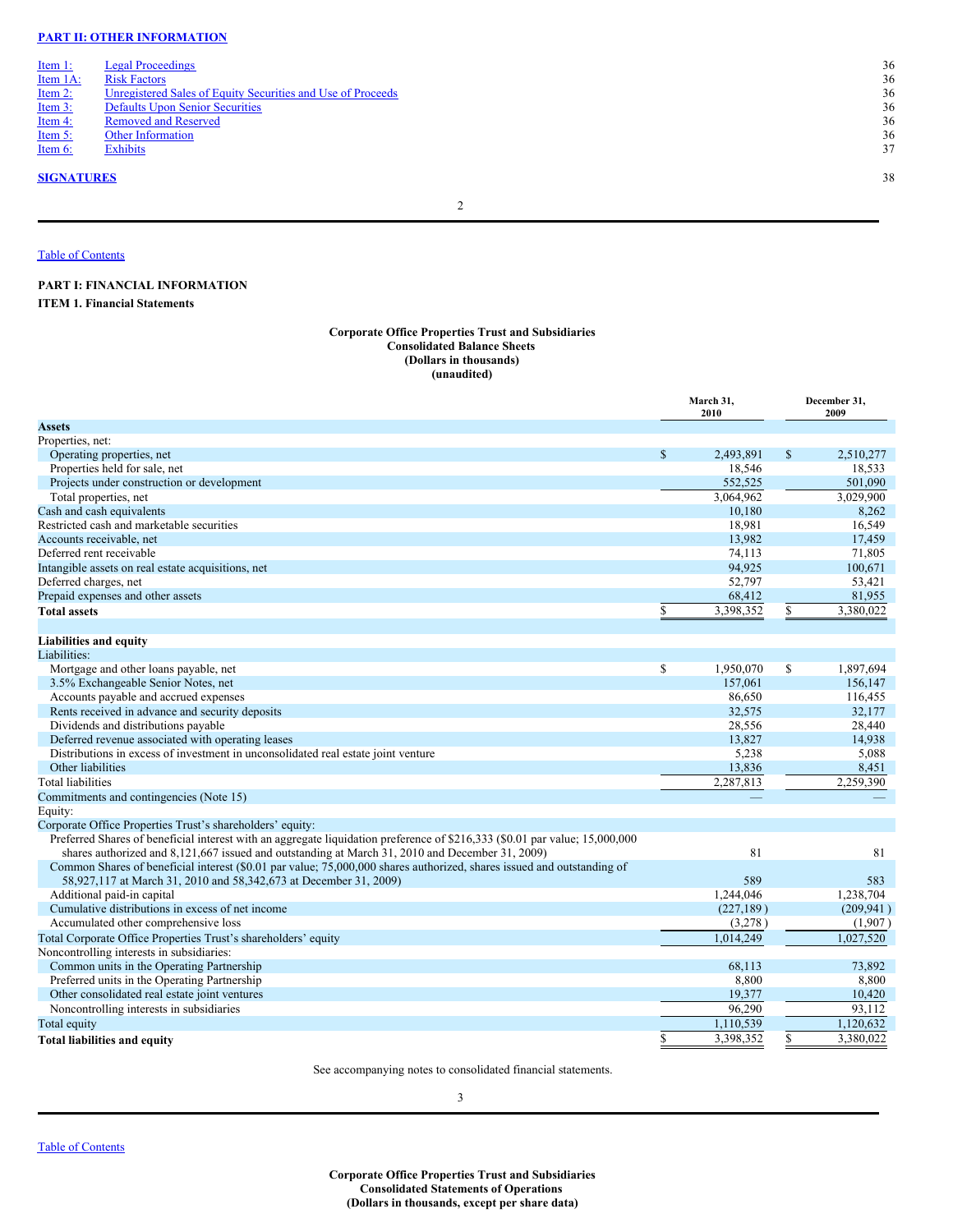## PART II: OTHER INFORMATION

| | | |
|---|---|---|
| Item 1: | Legal Proceedings | 36 |
| Item 1A: | Risk Factors | 36 |
| Item 2: | Unregistered Sales of Equity Securities and Use of Proceeds | 36 |
| Item 3: | Defaults Upon Senior Securities | 36 |
| Item 4: | Removed and Reserved | 36 |
| Item 5: | Other Information | 36 |
| Item 6: | Exhibits | 37 |

**SIGNATURES** 38

---

Table of Contents

## PART I: FINANCIAL INFORMATION

### ITEM 1. Financial Statements

**Corporate Office Properties Trust and Subsidiaries**
**Consolidated Balance Sheets**
**(Dollars in thousands)**
**(unaudited)**

| | March 31, 2010 | December 31, 2009 |
|---|---|---|
| **Assets** | | |
| Properties, net: | | |
| Operating properties, net | $ 2,493,891 | $ 2,510,277 |
| Properties held for sale, net | 18,546 | 18,533 |
| Projects under construction or development | 552,525 | 501,090 |
| Total properties, net | 3,064,962 | 3,029,900 |
| Cash and cash equivalents | 10,180 | 8,262 |
| Restricted cash and marketable securities | 18,981 | 16,549 |
| Accounts receivable, net | 13,982 | 17,459 |
| Deferred rent receivable | 74,113 | 71,805 |
| Intangible assets on real estate acquisitions, net | 94,925 | 100,671 |
| Deferred charges, net | 52,797 | 53,421 |
| Prepaid expenses and other assets | 68,412 | 81,955 |
| **Total assets** | $ 3,398,352 | $ 3,380,022 |
| | | |
| **Liabilities and equity** | | |
| Liabilities: | | |
| Mortgage and other loans payable, net | $ 1,950,070 | $ 1,897,694 |
| 3.5% Exchangeable Senior Notes, net | 157,061 | 156,147 |
| Accounts payable and accrued expenses | 86,650 | 116,455 |
| Rents received in advance and security deposits | 32,575 | 32,177 |
| Dividends and distributions payable | 28,556 | 28,440 |
| Deferred revenue associated with operating leases | 13,827 | 14,938 |
| Distributions in excess of investment in unconsolidated real estate joint venture | 5,238 | 5,088 |
| Other liabilities | 13,836 | 8,451 |
| Total liabilities | 2,287,813 | 2,259,390 |
| Commitments and contingencies (Note 15) | — | — |
| Equity: | | |
| Corporate Office Properties Trust's shareholders' equity: | | |
| Preferred Shares of beneficial interest with an aggregate liquidation preference of $216,333 ($0.01 par value; 15,000,000 shares authorized and 8,121,667 issued and outstanding at March 31, 2010 and December 31, 2009) | 81 | 81 |
| Common Shares of beneficial interest ($0.01 par value; 75,000,000 shares authorized, shares issued and outstanding of 58,927,117 at March 31, 2010 and 58,342,673 at December 31, 2009) | 589 | 583 |
| Additional paid-in capital | 1,244,046 | 1,238,704 |
| Cumulative distributions in excess of net income | (227,189) | (209,941) |
| Accumulated other comprehensive loss | (3,278) | (1,907) |
| Total Corporate Office Properties Trust's shareholders' equity | 1,014,249 | 1,027,520 |
| Noncontrolling interests in subsidiaries: | | |
| Common units in the Operating Partnership | 68,113 | 73,892 |
| Preferred units in the Operating Partnership | 8,800 | 8,800 |
| Other consolidated real estate joint ventures | 19,377 | 10,420 |
| Noncontrolling interests in subsidiaries | 96,290 | 93,112 |
| Total equity | 1,110,539 | 1,120,632 |
| **Total liabilities and equity** | $ 3,398,352 | $ 3,380,022 |

See accompanying notes to consolidated financial statements.

---

Table of Contents

**Corporate Office Properties Trust and Subsidiaries**
**Consolidated Statements of Operations**
**(Dollars in thousands, except per share data)**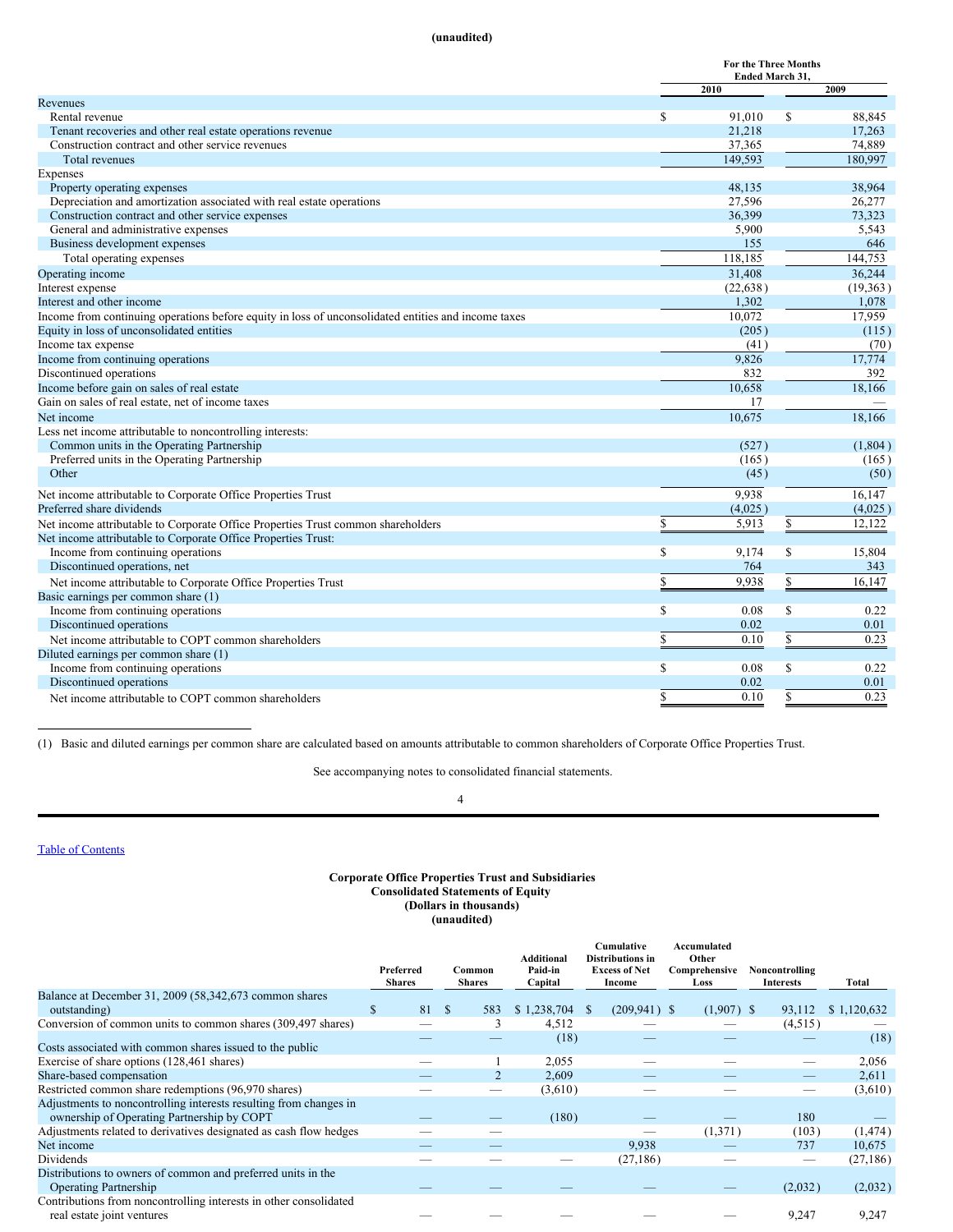(unaudited)

| | For the Three Months Ended March 31, | |
|---|---|---|
| | 2010 | 2009 |
| Revenues | | |
| Rental revenue | $ 91,010 | $ 88,845 |
| Tenant recoveries and other real estate operations revenue | 21,218 | 17,263 |
| Construction contract and other service revenues | 37,365 | 74,889 |
| Total revenues | 149,593 | 180,997 |
| Expenses | | |
| Property operating expenses | 48,135 | 38,964 |
| Depreciation and amortization associated with real estate operations | 27,596 | 26,277 |
| Construction contract and other service expenses | 36,399 | 73,323 |
| General and administrative expenses | 5,900 | 5,543 |
| Business development expenses | 155 | 646 |
| Total operating expenses | 118,185 | 144,753 |
| Operating income | 31,408 | 36,244 |
| Interest expense | (22,638) | (19,363) |
| Interest and other income | 1,302 | 1,078 |
| Income from continuing operations before equity in loss of unconsolidated entities and income taxes | 10,072 | 17,959 |
| Equity in loss of unconsolidated entities | (205) | (115) |
| Income tax expense | (41) | (70) |
| Income from continuing operations | 9,826 | 17,774 |
| Discontinued operations | 832 | 392 |
| Income before gain on sales of real estate | 10,658 | 18,166 |
| Gain on sales of real estate, net of income taxes | 17 | — |
| Net income | 10,675 | 18,166 |
| Less net income attributable to noncontrolling interests: | | |
| Common units in the Operating Partnership | (527) | (1,804) |
| Preferred units in the Operating Partnership | (165) | (165) |
| Other | (45) | (50) |
| Net income attributable to Corporate Office Properties Trust | 9,938 | 16,147 |
| Preferred share dividends | (4,025) | (4,025) |
| Net income attributable to Corporate Office Properties Trust common shareholders | $ 5,913 | $ 12,122 |
| Net income attributable to Corporate Office Properties Trust: | | |
| Income from continuing operations | $ 9,174 | $ 15,804 |
| Discontinued operations, net | 764 | 343 |
| Net income attributable to Corporate Office Properties Trust | $ 9,938 | $ 16,147 |
| Basic earnings per common share (1) | | |
| Income from continuing operations | $ 0.08 | $ 0.22 |
| Discontinued operations | 0.02 | 0.01 |
| Net income attributable to COPT common shareholders | $ 0.10 | $ 0.23 |
| Diluted earnings per common share (1) | | |
| Income from continuing operations | $ 0.08 | $ 0.22 |
| Discontinued operations | 0.02 | 0.01 |
| Net income attributable to COPT common shareholders | $ 0.10 | $ 0.23 |

(1) Basic and diluted earnings per common share are calculated based on amounts attributable to common shareholders of Corporate Office Properties Trust.

See accompanying notes to consolidated financial statements.

Table of Contents

**Corporate Office Properties Trust and Subsidiaries**
**Consolidated Statements of Equity**
**(Dollars in thousands)**
**(unaudited)**

| | Preferred Shares | Common Shares | Additional Paid-in Capital | Cumulative Distributions in Excess of Net Income | Accumulated Other Comprehensive Loss | Noncontrolling Interests | Total |
|---|---|---|---|---|---|---|---|
| Balance at December 31, 2009 (58,342,673 common shares outstanding) | $ 81 | $ 583 | $ 1,238,704 | $ (209,941) | $ (1,907) | $ 93,112 | $ 1,120,632 |
| Conversion of common units to common shares (309,497 shares) | — | 3 | 4,512 | — | — | (4,515) | — |
| Costs associated with common shares issued to the public | — | — | (18) | — | — | — | (18) |
| Exercise of share options (128,461 shares) | — | 1 | 2,055 | — | — | — | 2,056 |
| Share-based compensation | — | 2 | 2,609 | — | — | — | 2,611 |
| Restricted common share redemptions (96,970 shares) | — | — | (3,610) | — | — | — | (3,610) |
| Adjustments to noncontrolling interests resulting from changes in ownership of Operating Partnership by COPT | — | — | (180) | — | — | 180 | — |
| Adjustments related to derivatives designated as cash flow hedges | — | — | | — | (1,371) | (103) | (1,474) |
| Net income | — | — | | 9,938 | — | 737 | 10,675 |
| Dividends | — | — | — | (27,186) | — | — | (27,186) |
| Distributions to owners of common and preferred units in the Operating Partnership | — | — | — | — | — | (2,032) | (2,032) |
| Contributions from noncontrolling interests in other consolidated real estate joint ventures | — | — | — | — | — | 9,247 | 9,247 |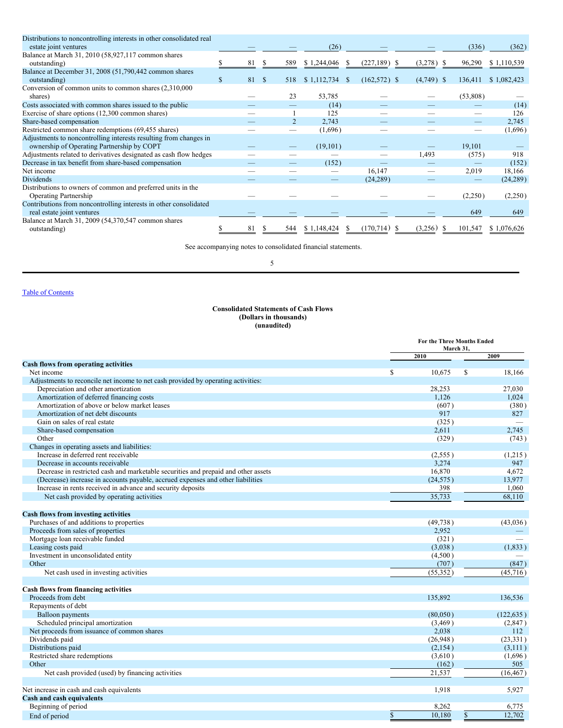| | | | | | | | |
|---|---|---|---|---|---|---|---|
| Distributions to noncontrolling interests in other consolidated real estate joint ventures | — | — | (26) | — | — | (336) | (362) |
| Balance at March 31, 2010 (58,927,117 common shares outstanding) | $ 81 | $ 589 | $ 1,244,046 | $ (227,189) | $ (3,278) | $ 96,290 | $ 1,110,539 |
| Balance at December 31, 2008 (51,790,442 common shares outstanding) | $ 81 | $ 518 | $ 1,112,734 | $ (162,572) | $ (4,749) | $ 136,411 | $ 1,082,423 |
| Conversion of common units to common shares (2,310,000 shares) | — | 23 | 53,785 | — | — | (53,808) | — |
| Costs associated with common shares issued to the public | — | — | (14) | — | — | — | (14) |
| Exercise of share options (12,300 common shares) | — | 1 | 125 | — | — | — | 126 |
| Share-based compensation | — | 2 | 2,743 | — | — | — | 2,745 |
| Restricted common share redemptions (69,455 shares) | — | — | (1,696) | — | — | — | (1,696) |
| Adjustments to noncontrolling interests resulting from changes in ownership of Operating Partnership by COPT | — | — | (19,101) | — | — | 19,101 | — |
| Adjustments related to derivatives designated as cash flow hedges | — | — | — | — | 1,493 | (575) | 918 |
| Decrease in tax benefit from share-based compensation | — | — | (152) | — | — | — | (152) |
| Net income | — | — | — | 16,147 | — | 2,019 | 18,166 |
| Dividends | — | — | — | (24,289) | — | — | (24,289) |
| Distributions to owners of common and preferred units in the Operating Partnership | — | — | — | — | — | (2,250) | (2,250) |
| Contributions from noncontrolling interests in other consolidated real estate joint ventures | — | — | — | — | — | 649 | 649 |
| Balance at March 31, 2009 (54,370,547 common shares outstanding) | $ 81 | $ 544 | $ 1,148,424 | $ (170,714) | $ (3,256) | $ 101,547 | $ 1,076,626 |

See accompanying notes to consolidated financial statements.

Table of Contents

## Consolidated Statements of Cash Flows
**(Dollars in thousands)**
**(unaudited)**

| | For the Three Months Ended March 31, 2010 | 2009 |
|---|---|---|
| **Cash flows from operating activities** | | |
| Net income | $ 10,675 | $ 18,166 |
| Adjustments to reconcile net income to net cash provided by operating activities: | | |
| Depreciation and other amortization | 28,253 | 27,030 |
| Amortization of deferred financing costs | 1,126 | 1,024 |
| Amortization of above or below market leases | (607) | (380) |
| Amortization of net debt discounts | 917 | 827 |
| Gain on sales of real estate | (325) | — |
| Share-based compensation | 2,611 | 2,745 |
| Other | (329) | (743) |
| Changes in operating assets and liabilities: | | |
| Increase in deferred rent receivable | (2,555) | (1,215) |
| Decrease in accounts receivable | 3,274 | 947 |
| Decrease in restricted cash and marketable securities and prepaid and other assets | 16,870 | 4,672 |
| (Decrease) increase in accounts payable, accrued expenses and other liabilities | (24,575) | 13,977 |
| Increase in rents received in advance and security deposits | 398 | 1,060 |
| Net cash provided by operating activities | 35,733 | 68,110 |
| **Cash flows from investing activities** | | |
| Purchases of and additions to properties | (49,738) | (43,036) |
| Proceeds from sales of properties | 2,952 | — |
| Mortgage loan receivable funded | (321) | — |
| Leasing costs paid | (3,038) | (1,833) |
| Investment in unconsolidated entity | (4,500) | — |
| Other | (707) | (847) |
| Net cash used in investing activities | (55,352) | (45,716) |
| **Cash flows from financing activities** | | |
| Proceeds from debt | 135,892 | 136,536 |
| Repayments of debt | | |
| Balloon payments | (80,050) | (122,635) |
| Scheduled principal amortization | (3,469) | (2,847) |
| Net proceeds from issuance of common shares | 2,038 | 112 |
| Dividends paid | (26,948) | (23,331) |
| Distributions paid | (2,154) | (3,111) |
| Restricted share redemptions | (3,610) | (1,696) |
| Other | (162) | 505 |
| Net cash provided (used) by financing activities | 21,537 | (16,467) |
| Net increase in cash and cash equivalents | 1,918 | 5,927 |
| **Cash and cash equivalents** | | |
| Beginning of period | 8,262 | 6,775 |
| End of period | $ 10,180 | $ 12,702 |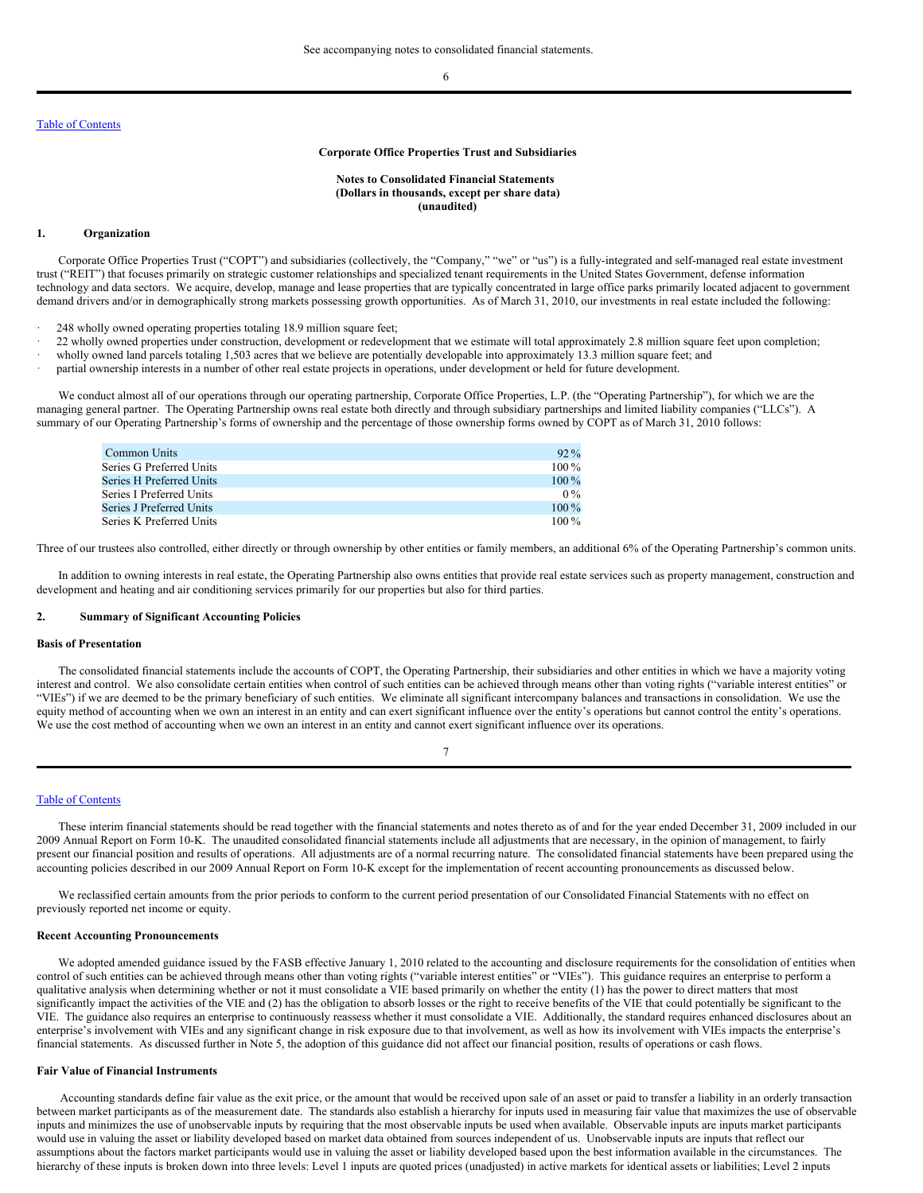See accompanying notes to consolidated financial statements.

**Corporate Office Properties Trust and Subsidiaries**

**Notes to Consolidated Financial Statements**
**(Dollars in thousands, except per share data)**
**(unaudited)**

## 1. Organization

Corporate Office Properties Trust ("COPT") and subsidiaries (collectively, the "Company," "we" or "us") is a fully-integrated and self-managed real estate investment trust ("REIT") that focuses primarily on strategic customer relationships and specialized tenant requirements in the United States Government, defense information technology and data sectors. We acquire, develop, manage and lease properties that are typically concentrated in large office parks primarily located adjacent to government demand drivers and/or in demographically strong markets possessing growth opportunities. As of March 31, 2010, our investments in real estate included the following:

- 248 wholly owned operating properties totaling 18.9 million square feet;
- 22 wholly owned properties under construction, development or redevelopment that we estimate will total approximately 2.8 million square feet upon completion;
- wholly owned land parcels totaling 1,503 acres that we believe are potentially developable into approximately 13.3 million square feet; and
- partial ownership interests in a number of other real estate projects in operations, under development or held for future development.

We conduct almost all of our operations through our operating partnership, Corporate Office Properties, L.P. (the "Operating Partnership"), for which we are the managing general partner. The Operating Partnership owns real estate both directly and through subsidiary partnerships and limited liability companies ("LLCs"). A summary of our Operating Partnership's forms of ownership and the percentage of those ownership forms owned by COPT as of March 31, 2010 follows:

| | |
|---|---|
| Common Units | 92 % |
| Series G Preferred Units | 100 % |
| Series H Preferred Units | 100 % |
| Series I Preferred Units | 0 % |
| Series J Preferred Units | 100 % |
| Series K Preferred Units | 100 % |

Three of our trustees also controlled, either directly or through ownership by other entities or family members, an additional 6% of the Operating Partnership's common units.

In addition to owning interests in real estate, the Operating Partnership also owns entities that provide real estate services such as property management, construction and development and heating and air conditioning services primarily for our properties but also for third parties.

## 2. Summary of Significant Accounting Policies

### Basis of Presentation

The consolidated financial statements include the accounts of COPT, the Operating Partnership, their subsidiaries and other entities in which we have a majority voting interest and control. We also consolidate certain entities when control of such entities can be achieved through means other than voting rights ("variable interest entities" or "VIEs") if we are deemed to be the primary beneficiary of such entities. We eliminate all significant intercompany balances and transactions in consolidation. We use the equity method of accounting when we own an interest in an entity and can exert significant influence over the entity's operations but cannot control the entity's operations. We use the cost method of accounting when we own an interest in an entity and cannot exert significant influence over its operations.

These interim financial statements should be read together with the financial statements and notes thereto as of and for the year ended December 31, 2009 included in our 2009 Annual Report on Form 10-K. The unaudited consolidated financial statements include all adjustments that are necessary, in the opinion of management, to fairly present our financial position and results of operations. All adjustments are of a normal recurring nature. The consolidated financial statements have been prepared using the accounting policies described in our 2009 Annual Report on Form 10-K except for the implementation of recent accounting pronouncements as discussed below.

We reclassified certain amounts from the prior periods to conform to the current period presentation of our Consolidated Financial Statements with no effect on previously reported net income or equity.

### Recent Accounting Pronouncements

We adopted amended guidance issued by the FASB effective January 1, 2010 related to the accounting and disclosure requirements for the consolidation of entities when control of such entities can be achieved through means other than voting rights ("variable interest entities" or "VIEs"). This guidance requires an enterprise to perform a qualitative analysis when determining whether or not it must consolidate a VIE based primarily on whether the entity (1) has the power to direct matters that most significantly impact the activities of the VIE and (2) has the obligation to absorb losses or the right to receive benefits of the VIE that could potentially be significant to the VIE. The guidance also requires an enterprise to continuously reassess whether it must consolidate a VIE. Additionally, the standard requires enhanced disclosures about an enterprise's involvement with VIEs and any significant change in risk exposure due to that involvement, as well as how its involvement with VIEs impacts the enterprise's financial statements. As discussed further in Note 5, the adoption of this guidance did not affect our financial position, results of operations or cash flows.

### Fair Value of Financial Instruments

Accounting standards define fair value as the exit price, or the amount that would be received upon sale of an asset or paid to transfer a liability in an orderly transaction between market participants as of the measurement date. The standards also establish a hierarchy for inputs used in measuring fair value that maximizes the use of observable inputs and minimizes the use of unobservable inputs by requiring that the most observable inputs be used when available. Observable inputs are inputs market participants would use in valuing the asset or liability developed based on market data obtained from sources independent of us. Unobservable inputs are inputs that reflect our assumptions about the factors market participants would use in valuing the asset or liability developed based upon the best information available in the circumstances. The hierarchy of these inputs is broken down into three levels: Level 1 inputs are quoted prices (unadjusted) in active markets for identical assets or liabilities; Level 2 inputs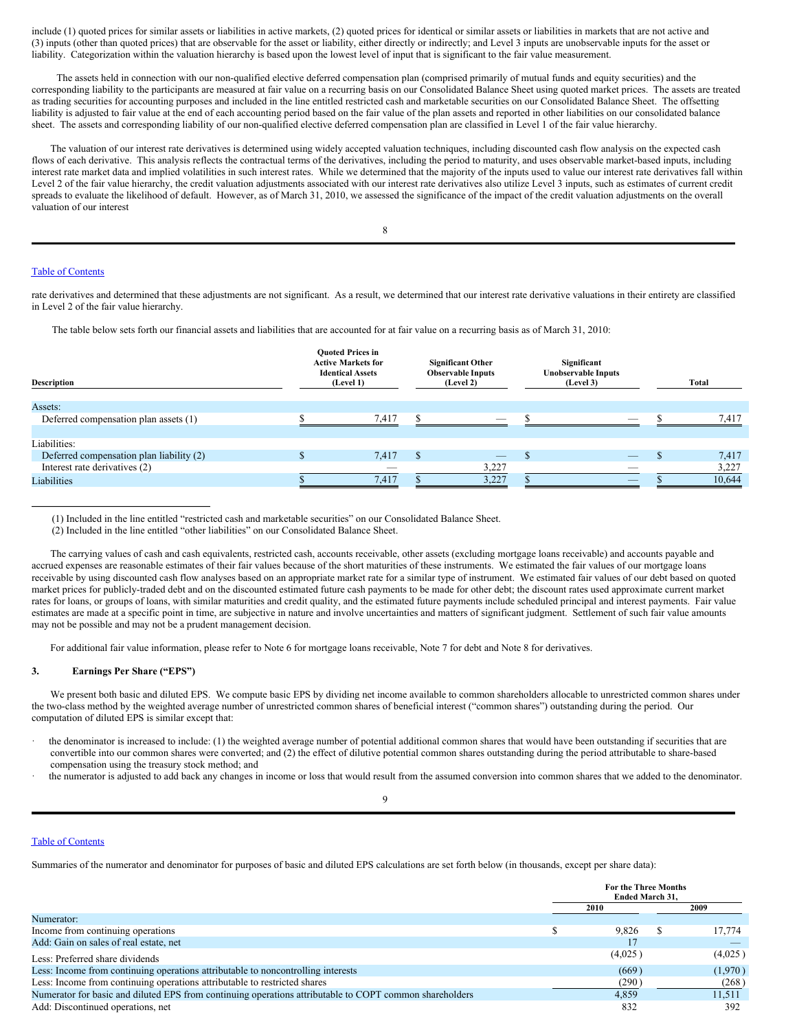include (1) quoted prices for similar assets or liabilities in active markets, (2) quoted prices for identical or similar assets or liabilities in markets that are not active and (3) inputs (other than quoted prices) that are observable for the asset or liability, either directly or indirectly; and Level 3 inputs are unobservable inputs for the asset or liability. Categorization within the valuation hierarchy is based upon the lowest level of input that is significant to the fair value measurement.

The assets held in connection with our non-qualified elective deferred compensation plan (comprised primarily of mutual funds and equity securities) and the corresponding liability to the participants are measured at fair value on a recurring basis on our Consolidated Balance Sheet using quoted market prices. The assets are treated as trading securities for accounting purposes and included in the line entitled restricted cash and marketable securities on our Consolidated Balance Sheet. The offsetting liability is adjusted to fair value at the end of each accounting period based on the fair value of the plan assets and reported in other liabilities on our consolidated balance sheet. The assets and corresponding liability of our non-qualified elective deferred compensation plan are classified in Level 1 of the fair value hierarchy.

The valuation of our interest rate derivatives is determined using widely accepted valuation techniques, including discounted cash flow analysis on the expected cash flows of each derivative. This analysis reflects the contractual terms of the derivatives, including the period to maturity, and uses observable market-based inputs, including interest rate market data and implied volatilities in such interest rates. While we determined that the majority of the inputs used to value our interest rate derivatives fall within Level 2 of the fair value hierarchy, the credit valuation adjustments associated with our interest rate derivatives also utilize Level 3 inputs, such as estimates of current credit spreads to evaluate the likelihood of default. However, as of March 31, 2010, we assessed the significance of the impact of the credit valuation adjustments on the overall valuation of our interest rate derivatives and determined that these adjustments are not significant. As a result, we determined that our interest rate derivative valuations in their entirety are classified in Level 2 of the fair value hierarchy.

The table below sets forth our financial assets and liabilities that are accounted for at fair value on a recurring basis as of March 31, 2010:

| Description | Quoted Prices in Active Markets for Identical Assets (Level 1) | Significant Other Observable Inputs (Level 2) | Significant Unobservable Inputs (Level 3) | Total |
|---|---|---|---|---|
| Assets: | | | | |
| Deferred compensation plan assets (1) | $ 7,417 | $ — | $ — | $ 7,417 |
| Liabilities: | | | | |
| Deferred compensation plan liability (2) | $ 7,417 | $ — | $ — | $ 7,417 |
| Interest rate derivatives (2) | — | 3,227 | — | 3,227 |
| Liabilities | $ 7,417 | $ 3,227 | $ — | $ 10,644 |

(1) Included in the line entitled "restricted cash and marketable securities" on our Consolidated Balance Sheet.

(2) Included in the line entitled "other liabilities" on our Consolidated Balance Sheet.

The carrying values of cash and cash equivalents, restricted cash, accounts receivable, other assets (excluding mortgage loans receivable) and accounts payable and accrued expenses are reasonable estimates of their fair values because of the short maturities of these instruments. We estimated the fair values of our mortgage loans receivable by using discounted cash flow analyses based on an appropriate market rate for a similar type of instrument. We estimated fair values of our debt based on quoted market prices for publicly-traded debt and on the discounted estimated future cash payments to be made for other debt; the discount rates used approximate current market rates for loans, or groups of loans, with similar maturities and credit quality, and the estimated future payments include scheduled principal and interest payments. Fair value estimates are made at a specific point in time, are subjective in nature and involve uncertainties and matters of significant judgment. Settlement of such fair value amounts may not be possible and may not be a prudent management decision.

For additional fair value information, please refer to Note 6 for mortgage loans receivable, Note 7 for debt and Note 8 for derivatives.

## 3. Earnings Per Share ("EPS")

We present both basic and diluted EPS. We compute basic EPS by dividing net income available to common shareholders allocable to unrestricted common shares under the two-class method by the weighted average number of unrestricted common shares of beneficial interest ("common shares") outstanding during the period. Our computation of diluted EPS is similar except that:

- the denominator is increased to include: (1) the weighted average number of potential additional common shares that would have been outstanding if securities that are convertible into our common shares were converted; and (2) the effect of dilutive potential common shares outstanding during the period attributable to share-based compensation using the treasury stock method; and
- the numerator is adjusted to add back any changes in income or loss that would result from the assumed conversion into common shares that we added to the denominator.

Summaries of the numerator and denominator for purposes of basic and diluted EPS calculations are set forth below (in thousands, except per share data):

| | For the Three Months Ended March 31, 2010 | 2009 |
|---|---|---|
| Numerator: | | |
| Income from continuing operations | $ 9,826 | $ 17,774 |
| Add: Gain on sales of real estate, net | 17 | — |
| Less: Preferred share dividends | (4,025) | (4,025) |
| Less: Income from continuing operations attributable to noncontrolling interests | (669) | (1,970) |
| Less: Income from continuing operations attributable to restricted shares | (290) | (268) |
| Numerator for basic and diluted EPS from continuing operations attributable to COPT common shareholders | 4,859 | 11,511 |
| Add: Discontinued operations, net | 832 | 392 |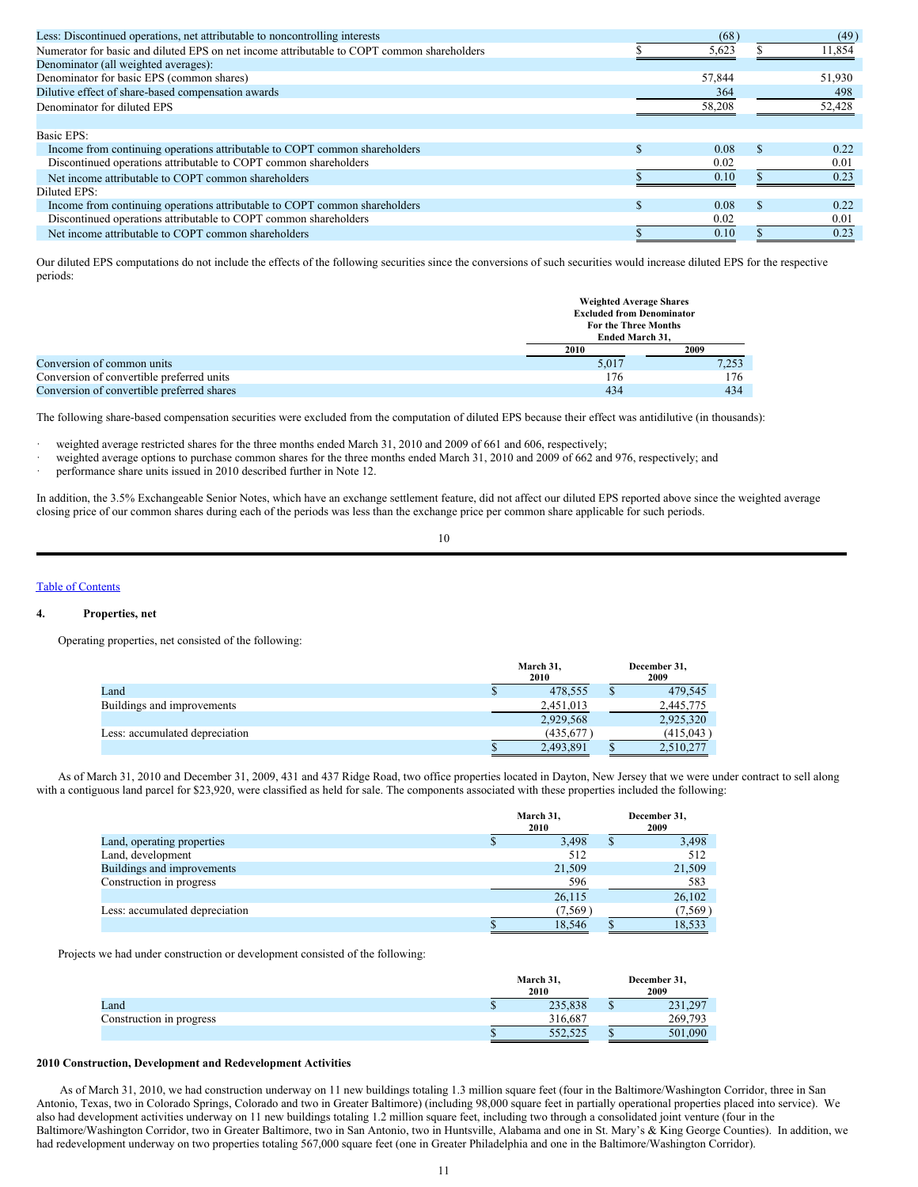| | 2010 | 2009 |
|---|---|---|
| Less: Discontinued operations, net attributable to noncontrolling interests | (68) | (49) |
| Numerator for basic and diluted EPS on net income attributable to COPT common shareholders | $ 5,623 | $ 11,854 |
| Denominator (all weighted averages): | | |
| Denominator for basic EPS (common shares) | 57,844 | 51,930 |
| Dilutive effect of share-based compensation awards | 364 | 498 |
| Denominator for diluted EPS | 58,208 | 52,428 |
| | | |
| Basic EPS: | | |
| Income from continuing operations attributable to COPT common shareholders | $ 0.08 | $ 0.22 |
| Discontinued operations attributable to COPT common shareholders | 0.02 | 0.01 |
| Net income attributable to COPT common shareholders | $ 0.10 | $ 0.23 |
| Diluted EPS: | | |
| Income from continuing operations attributable to COPT common shareholders | $ 0.08 | $ 0.22 |
| Discontinued operations attributable to COPT common shareholders | 0.02 | 0.01 |
| Net income attributable to COPT common shareholders | $ 0.10 | $ 0.23 |

Our diluted EPS computations do not include the effects of the following securities since the conversions of such securities would increase diluted EPS for the respective periods:

| | Weighted Average Shares Excluded from Denominator For the Three Months Ended March 31, | |
|---|---|---|
| | 2010 | 2009 |
| Conversion of common units | 5,017 | 7,253 |
| Conversion of convertible preferred units | 176 | 176 |
| Conversion of convertible preferred shares | 434 | 434 |

The following share-based compensation securities were excluded from the computation of diluted EPS because their effect was antidilutive (in thousands):

- weighted average restricted shares for the three months ended March 31, 2010 and 2009 of 661 and 606, respectively;
- weighted average options to purchase common shares for the three months ended March 31, 2010 and 2009 of 662 and 976, respectively; and
- performance share units issued in 2010 described further in Note 12.

In addition, the 3.5% Exchangeable Senior Notes, which have an exchange settlement feature, did not affect our diluted EPS reported above since the weighted average closing price of our common shares during each of the periods was less than the exchange price per common share applicable for such periods.

Table of Contents

## 4. Properties, net

Operating properties, net consisted of the following:

| | March 31, 2010 | December 31, 2009 |
|---|---|---|
| Land | $ 478,555 | $ 479,545 |
| Buildings and improvements | 2,451,013 | 2,445,775 |
| | 2,929,568 | 2,925,320 |
| Less: accumulated depreciation | (435,677) | (415,043) |
| | $ 2,493,891 | $ 2,510,277 |

As of March 31, 2010 and December 31, 2009, 431 and 437 Ridge Road, two office properties located in Dayton, New Jersey that we were under contract to sell along with a contiguous land parcel for $23,920, were classified as held for sale. The components associated with these properties included the following:

| | March 31, 2010 | December 31, 2009 |
|---|---|---|
| Land, operating properties | $ 3,498 | $ 3,498 |
| Land, development | 512 | 512 |
| Buildings and improvements | 21,509 | 21,509 |
| Construction in progress | 596 | 583 |
| | 26,115 | 26,102 |
| Less: accumulated depreciation | (7,569) | (7,569) |
| | $ 18,546 | $ 18,533 |

Projects we had under construction or development consisted of the following:

| | March 31, 2010 | December 31, 2009 |
|---|---|---|
| Land | $ 235,838 | $ 231,297 |
| Construction in progress | 316,687 | 269,793 |
| | $ 552,525 | $ 501,090 |

### 2010 Construction, Development and Redevelopment Activities

As of March 31, 2010, we had construction underway on 11 new buildings totaling 1.3 million square feet (four in the Baltimore/Washington Corridor, three in San Antonio, Texas, two in Colorado Springs, Colorado and two in Greater Baltimore) (including 98,000 square feet in partially operational properties placed into service). We also had development activities underway on 11 new buildings totaling 1.2 million square feet, including two through a consolidated joint venture (four in the Baltimore/Washington Corridor, two in Greater Baltimore, two in San Antonio, two in Huntsville, Alabama and one in St. Mary's & King George Counties). In addition, we had redevelopment underway on two properties totaling 567,000 square feet (one in Greater Philadelphia and one in the Baltimore/Washington Corridor).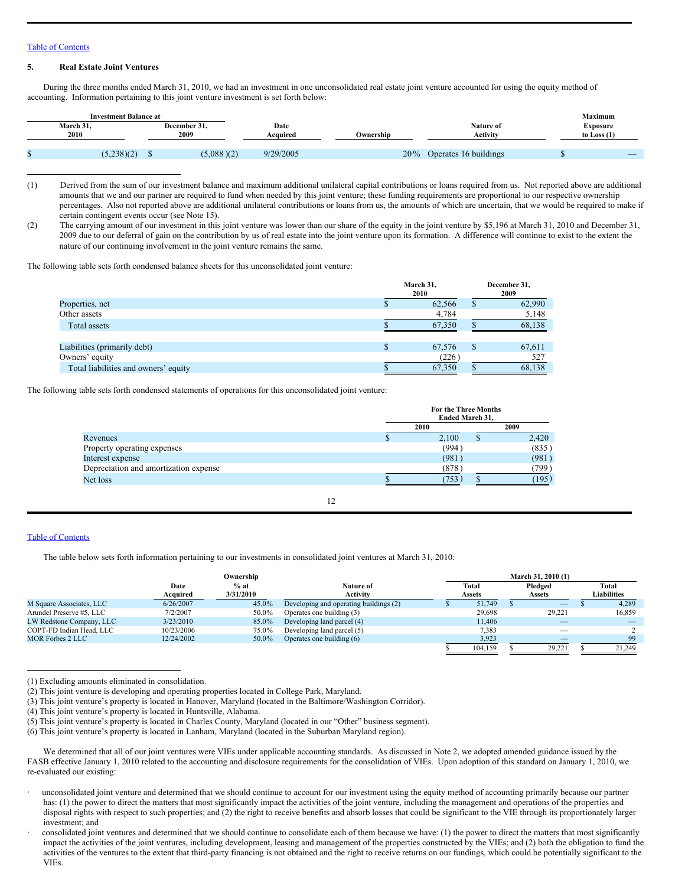### 5. Real Estate Joint Ventures

During the three months ended March 31, 2010, we had an investment in one unconsolidated real estate joint venture accounted for using the equity method of accounting. Information pertaining to this joint venture investment is set forth below:

| Investment Balance at March 31, 2010 | Investment Balance at December 31, 2009 | Date Acquired | Ownership | Nature of Activity | Maximum Exposure to Loss (1) |
|---|---|---|---|---|---|
| $ (5,238)(2) | $ (5,088)(2) | 9/29/2005 | 20% | Operates 16 buildings | $ — |

(1) Derived from the sum of our investment balance and maximum additional unilateral capital contributions or loans required from us. Not reported above are additional amounts that we and our partner are required to fund when needed by this joint venture; these funding requirements are proportional to our respective ownership percentages. Also not reported above are additional unilateral contributions or loans from us, the amounts of which are uncertain, that we would be required to make if certain contingent events occur (see Note 15).

(2) The carrying amount of our investment in this joint venture was lower than our share of the equity in the joint venture by $5,196 at March 31, 2010 and December 31, 2009 due to our deferral of gain on the contribution by us of real estate into the joint venture upon its formation. A difference will continue to exist to the extent the nature of our continuing involvement in the joint venture remains the same.

The following table sets forth condensed balance sheets for this unconsolidated joint venture:

| | March 31, 2010 | December 31, 2009 |
|---|---|---|
| Properties, net | $ 62,566 | $ 62,990 |
| Other assets | 4,784 | 5,148 |
| Total assets | $ 67,350 | $ 68,138 |
| | | |
| Liabilities (primarily debt) | $ 67,576 | $ 67,611 |
| Owners' equity | (226) | 527 |
| Total liabilities and owners' equity | $ 67,350 | $ 68,138 |

The following table sets forth condensed statements of operations for this unconsolidated joint venture:

| | For the Three Months Ended March 31, 2010 | 2009 |
|---|---|---|
| Revenues | $ 2,100 | $ 2,420 |
| Property operating expenses | (994) | (835) |
| Interest expense | (981) | (981) |
| Depreciation and amortization expense | (878) | (799) |
| Net loss | $ (753) | $ (195) |

The table below sets forth information pertaining to our investments in consolidated joint ventures at March 31, 2010:

| | Date Acquired | Ownership % at 3/31/2010 | Nature of Activity | March 31, 2010 (1) Total Assets | Pledged Assets | Total Liabilities |
|---|---|---|---|---|---|---|
| M Square Associates, LLC | 6/26/2007 | 45.0% | Developing and operating buildings (2) | $ 51,749 | $ — | $ 4,289 |
| Arundel Preserve #5, LLC | 7/2/2007 | 50.0% | Operates one building (3) | 29,698 | 29,221 | 16,859 |
| LW Redstone Company, LLC | 3/23/2010 | 85.0% | Developing land parcel (4) | 11,406 | — | — |
| COPT-FD Indian Head, LLC | 10/23/2006 | 75.0% | Developing land parcel (5) | 7,383 | — | 2 |
| MOR Forbes 2 LLC | 12/24/2002 | 50.0% | Operates one building (6) | 3,923 | — | 99 |
| | | | | $ 104,159 | $ 29,221 | $ 21,249 |

(1) Excluding amounts eliminated in consolidation.

(2) This joint venture is developing and operating properties located in College Park, Maryland.

(3) This joint venture's property is located in Hanover, Maryland (located in the Baltimore/Washington Corridor).

(4) This joint venture's property is located in Huntsville, Alabama.

(5) This joint venture's property is located in Charles County, Maryland (located in our "Other" business segment).

(6) This joint venture's property is located in Lanham, Maryland (located in the Suburban Maryland region).

We determined that all of our joint ventures were VIEs under applicable accounting standards. As discussed in Note 2, we adopted amended guidance issued by the FASB effective January 1, 2010 related to the accounting and disclosure requirements for the consolidation of VIEs. Upon adoption of this standard on January 1, 2010, we re-evaluated our existing:

- unconsolidated joint venture and determined that we should continue to account for our investment using the equity method of accounting primarily because our partner has: (1) the power to direct the matters that most significantly impact the activities of the joint venture, including the management and operations of the properties and disposal rights with respect to such properties; and (2) the right to receive benefits and absorb losses that could be significant to the VIE through its proportionately larger investment; and
- consolidated joint ventures and determined that we should continue to consolidate each of them because we have: (1) the power to direct the matters that most significantly impact the activities of the joint ventures, including development, leasing and management of the properties constructed by the VIEs; and (2) both the obligation to fund the activities of the ventures to the extent that third-party financing is not obtained and the right to receive returns on our fundings, which could be potentially significant to the VIEs.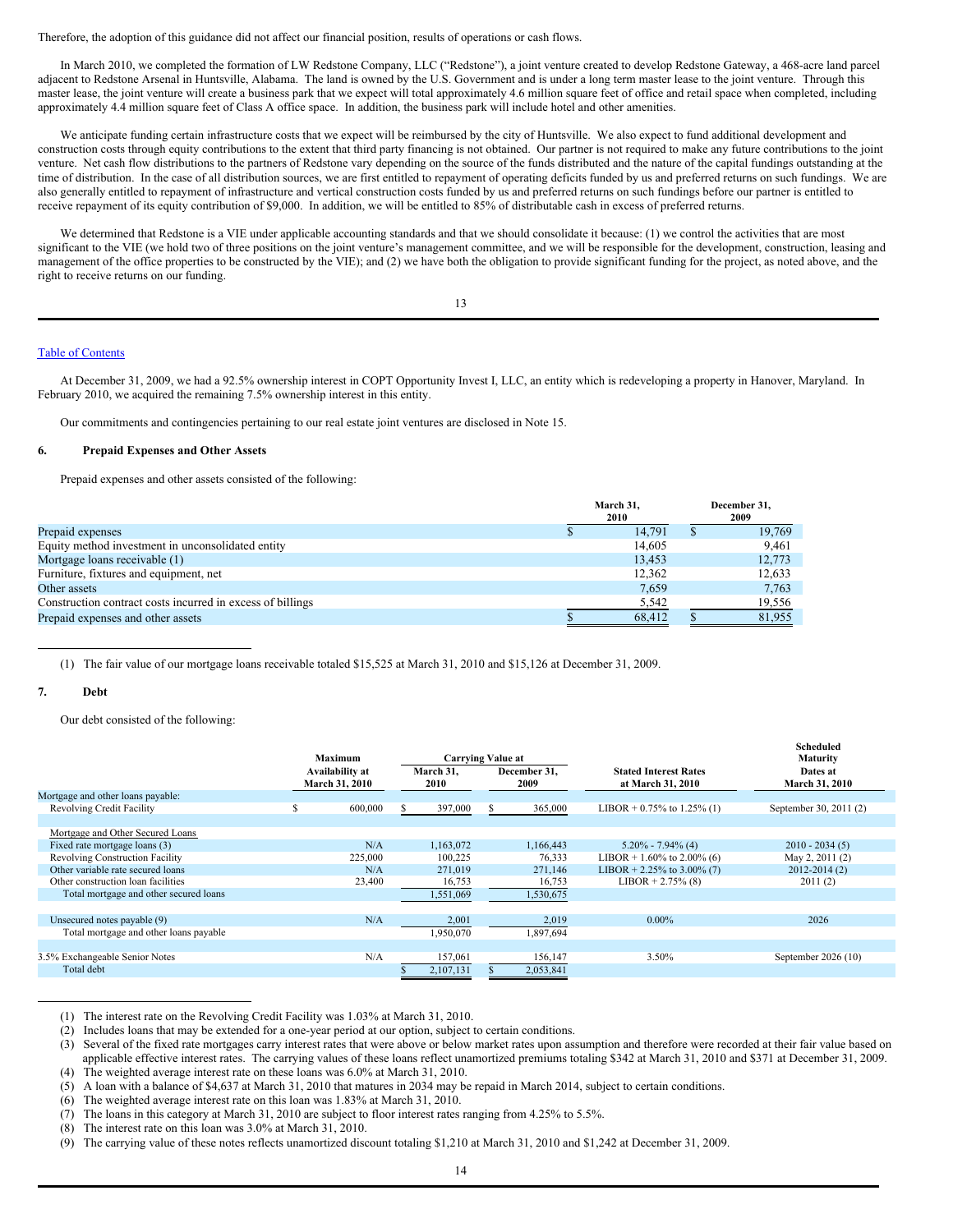Therefore, the adoption of this guidance did not affect our financial position, results of operations or cash flows.

In March 2010, we completed the formation of LW Redstone Company, LLC ("Redstone"), a joint venture created to develop Redstone Gateway, a 468-acre land parcel adjacent to Redstone Arsenal in Huntsville, Alabama. The land is owned by the U.S. Government and is under a long term master lease to the joint venture. Through this master lease, the joint venture will create a business park that we expect will total approximately 4.6 million square feet of office and retail space when completed, including approximately 4.4 million square feet of Class A office space. In addition, the business park will include hotel and other amenities.

We anticipate funding certain infrastructure costs that we expect will be reimbursed by the city of Huntsville. We also expect to fund additional development and construction costs through equity contributions to the extent that third party financing is not obtained. Our partner is not required to make any future contributions to the joint venture. Net cash flow distributions to the partners of Redstone vary depending on the source of the funds distributed and the nature of the capital fundings outstanding at the time of distribution. In the case of all distribution sources, we are first entitled to repayment of operating deficits funded by us and preferred returns on such fundings. We are also generally entitled to repayment of infrastructure and vertical construction costs funded by us and preferred returns on such fundings before our partner is entitled to receive repayment of its equity contribution of $9,000. In addition, we will be entitled to 85% of distributable cash in excess of preferred returns.

We determined that Redstone is a VIE under applicable accounting standards and that we should consolidate it because: (1) we control the activities that are most significant to the VIE (we hold two of three positions on the joint venture's management committee, and we will be responsible for the development, construction, leasing and management of the office properties to be constructed by the VIE); and (2) we have both the obligation to provide significant funding for the project, as noted above, and the right to receive returns on our funding.

At December 31, 2009, we had a 92.5% ownership interest in COPT Opportunity Invest I, LLC, an entity which is redeveloping a property in Hanover, Maryland. In February 2010, we acquired the remaining 7.5% ownership interest in this entity.

Our commitments and contingencies pertaining to our real estate joint ventures are disclosed in Note 15.

## 6. Prepaid Expenses and Other Assets

Prepaid expenses and other assets consisted of the following:

| | March 31, 2010 | December 31, 2009 |
|---|---|---|
| Prepaid expenses | $ 14,791 | $ 19,769 |
| Equity method investment in unconsolidated entity | 14,605 | 9,461 |
| Mortgage loans receivable (1) | 13,453 | 12,773 |
| Furniture, fixtures and equipment, net | 12,362 | 12,633 |
| Other assets | 7,659 | 7,763 |
| Construction contract costs incurred in excess of billings | 5,542 | 19,556 |
| Prepaid expenses and other assets | $ 68,412 | $ 81,955 |

(1) The fair value of our mortgage loans receivable totaled $15,525 at March 31, 2010 and $15,126 at December 31, 2009.

## 7. Debt

Our debt consisted of the following:

| | Maximum Availability at March 31, 2010 | Carrying Value at March 31, 2010 | Carrying Value at December 31, 2009 | Stated Interest Rates at March 31, 2010 | Scheduled Maturity Dates at March 31, 2010 |
|---|---|---|---|---|---|
| Mortgage and other loans payable: | | | | | |
| Revolving Credit Facility | $ 600,000 | $ 397,000 | $ 365,000 | LIBOR + 0.75% to 1.25% (1) | September 30, 2011 (2) |
| | | | | | |
| Mortgage and Other Secured Loans | | | | | |
| Fixed rate mortgage loans (3) | N/A | 1,163,072 | 1,166,443 | 5.20% - 7.94% (4) | 2010 - 2034 (5) |
| Revolving Construction Facility | 225,000 | 100,225 | 76,333 | LIBOR + 1.60% to 2.00% (6) | May 2, 2011 (2) |
| Other variable rate secured loans | N/A | 271,019 | 271,146 | LIBOR + 2.25% to 3.00% (7) | 2012-2014 (2) |
| Other construction loan facilities | 23,400 | 16,753 | 16,753 | LIBOR + 2.75% (8) | 2011 (2) |
| Total mortgage and other secured loans | | 1,551,069 | 1,530,675 | | |
| | | | | | |
| Unsecured notes payable (9) | N/A | 2,001 | 2,019 | 0.00% | 2026 |
| Total mortgage and other loans payable | | 1,950,070 | 1,897,694 | | |
| | | | | | |
| 3.5% Exchangeable Senior Notes | N/A | 157,061 | 156,147 | 3.50% | September 2026 (10) |
| Total debt | | $ 2,107,131 | $ 2,053,841 | | |

(1) The interest rate on the Revolving Credit Facility was 1.03% at March 31, 2010.

(2) Includes loans that may be extended for a one-year period at our option, subject to certain conditions.

(3) Several of the fixed rate mortgages carry interest rates that were above or below market rates upon assumption and therefore were recorded at their fair value based on applicable effective interest rates. The carrying values of these loans reflect unamortized premiums totaling $342 at March 31, 2010 and $371 at December 31, 2009.

(4) The weighted average interest rate on these loans was 6.0% at March 31, 2010.

(5) A loan with a balance of $4,637 at March 31, 2010 that matures in 2034 may be repaid in March 2014, subject to certain conditions.

(6) The weighted average interest rate on this loan was 1.83% at March 31, 2010.

(7) The loans in this category at March 31, 2010 are subject to floor interest rates ranging from 4.25% to 5.5%.

(8) The interest rate on this loan was 3.0% at March 31, 2010.

(9) The carrying value of these notes reflects unamortized discount totaling $1,210 at March 31, 2010 and $1,242 at December 31, 2009.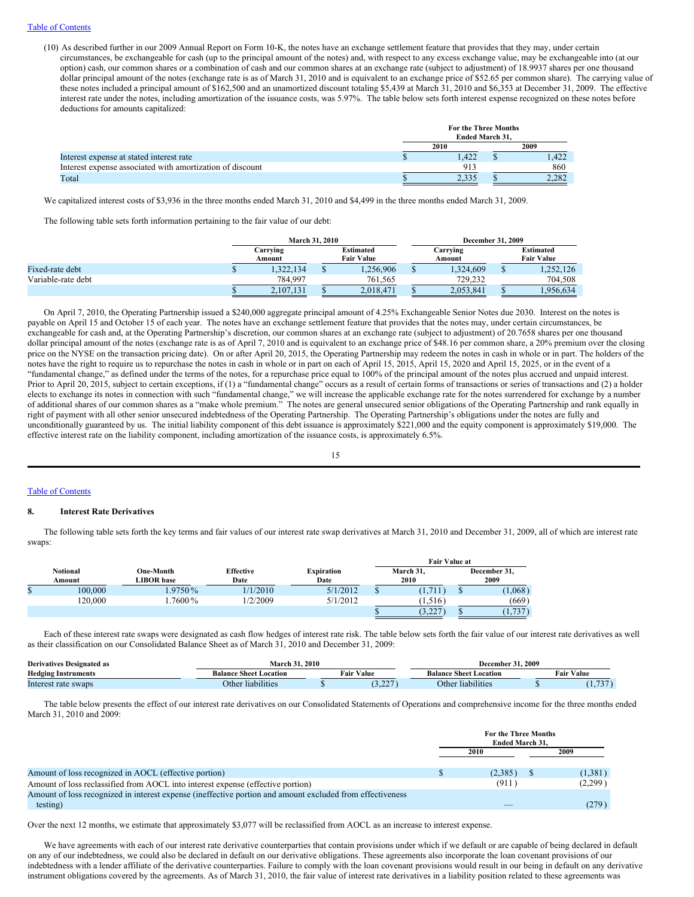(10) As described further in our 2009 Annual Report on Form 10-K, the notes have an exchange settlement feature that provides that they may, under certain circumstances, be exchangeable for cash (up to the principal amount of the notes) and, with respect to any excess exchange value, may be exchangeable into (at our option) cash, our common shares or a combination of cash and our common shares at an exchange rate (subject to adjustment) of 18.9937 shares per one thousand dollar principal amount of the notes (exchange rate is as of March 31, 2010 and is equivalent to an exchange price of $52.65 per common share). The carrying value of these notes included a principal amount of $162,500 and an unamortized discount totaling $5,439 at March 31, 2010 and $6,353 at December 31, 2009. The effective interest rate under the notes, including amortization of the issuance costs, was 5.97%. The table below sets forth interest expense recognized on these notes before deductions for amounts capitalized:

| | For the Three Months Ended March 31, | |
|---|---|---|
| | 2010 | 2009 |
| Interest expense at stated interest rate | $ 1,422 | $ 1,422 |
| Interest expense associated with amortization of discount | 913 | 860 |
| Total | $ 2,335 | $ 2,282 |

We capitalized interest costs of $3,936 in the three months ended March 31, 2010 and $4,499 in the three months ended March 31, 2009.

The following table sets forth information pertaining to the fair value of our debt:

| | March 31, 2010 | | December 31, 2009 | |
|---|---|---|---|---|
| | Carrying Amount | Estimated Fair Value | Carrying Amount | Estimated Fair Value |
| Fixed-rate debt | $ 1,322,134 | $ 1,256,906 | $ 1,324,609 | $ 1,252,126 |
| Variable-rate debt | 784,997 | 761,565 | 729,232 | 704,508 |
| | $ 2,107,131 | $ 2,018,471 | $ 2,053,841 | $ 1,956,634 |

On April 7, 2010, the Operating Partnership issued a $240,000 aggregate principal amount of 4.25% Exchangeable Senior Notes due 2030. Interest on the notes is payable on April 15 and October 15 of each year. The notes have an exchange settlement feature that provides that the notes may, under certain circumstances, be exchangeable for cash and, at the Operating Partnership's discretion, our common shares at an exchange rate (subject to adjustment) of 20.7658 shares per one thousand dollar principal amount of the notes (exchange rate is as of April 7, 2010 and is equivalent to an exchange price of $48.16 per common share, a 20% premium over the closing price on the NYSE on the transaction pricing date). On or after April 20, 2015, the Operating Partnership may redeem the notes in cash in whole or in part. The holders of the notes have the right to require us to repurchase the notes in cash in whole or in part on each of April 15, 2015, April 15, 2020 and April 15, 2025, or in the event of a "fundamental change," as defined under the terms of the notes, for a repurchase price equal to 100% of the principal amount of the notes plus accrued and unpaid interest. Prior to April 20, 2015, subject to certain exceptions, if (1) a "fundamental change" occurs as a result of certain forms of transactions or series of transactions and (2) a holder elects to exchange its notes in connection with such "fundamental change," we will increase the applicable exchange rate for the notes surrendered for exchange by a number of additional shares of our common shares as a "make whole premium." The notes are general unsecured senior obligations of the Operating Partnership and rank equally in right of payment with all other senior unsecured indebtedness of the Operating Partnership. The Operating Partnership's obligations under the notes are fully and unconditionally guaranteed by us. The initial liability component of this debt issuance is approximately $221,000 and the equity component is approximately $19,000. The effective interest rate on the liability component, including amortization of the issuance costs, is approximately 6.5%.

## 8. Interest Rate Derivatives

The following table sets forth the key terms and fair values of our interest rate swap derivatives at March 31, 2010 and December 31, 2009, all of which are interest rate swaps:

| Notional Amount | One-Month LIBOR base | Effective Date | Expiration Date | Fair Value at March 31, 2010 | Fair Value at December 31, 2009 |
|---|---|---|---|---|---|
| $ 100,000 | 1.9750 % | 1/1/2010 | 5/1/2012 | $ (1,711) | $ (1,068) |
| 120,000 | 1.7600 % | 1/2/2009 | 5/1/2012 | (1,516) | (669) |
| | | | | $ (3,227) | $ (1,737) |

Each of these interest rate swaps were designated as cash flow hedges of interest rate risk. The table below sets forth the fair value of our interest rate derivatives as well as their classification on our Consolidated Balance Sheet as of March 31, 2010 and December 31, 2009:

| Derivatives Designated as Hedging Instruments | March 31, 2010 | | December 31, 2009 | |
|---|---|---|---|---|
| | Balance Sheet Location | Fair Value | Balance Sheet Location | Fair Value |
| Interest rate swaps | Other liabilities | $ (3,227) | Other liabilities | $ (1,737) |

The table below presents the effect of our interest rate derivatives on our Consolidated Statements of Operations and comprehensive income for the three months ended March 31, 2010 and 2009:

| | For the Three Months Ended March 31, | |
|---|---|---|
| | 2010 | 2009 |
| Amount of loss recognized in AOCL (effective portion) | $ (2,385) | $ (1,381) |
| Amount of loss reclassified from AOCL into interest expense (effective portion) | (911) | (2,299) |
| Amount of loss recognized in interest expense (ineffective portion and amount excluded from effectiveness testing) | — | (279) |

Over the next 12 months, we estimate that approximately $3,077 will be reclassified from AOCL as an increase to interest expense.

We have agreements with each of our interest rate derivative counterparties that contain provisions under which if we default or are capable of being declared in default on any of our indebtedness, we could also be declared in default on our derivative obligations. These agreements also incorporate the loan covenant provisions of our indebtedness with a lender affiliate of the derivative counterparties. Failure to comply with the loan covenant provisions would result in our being in default on any derivative instrument obligations covered by the agreements. As of March 31, 2010, the fair value of interest rate derivatives in a liability position related to these agreements was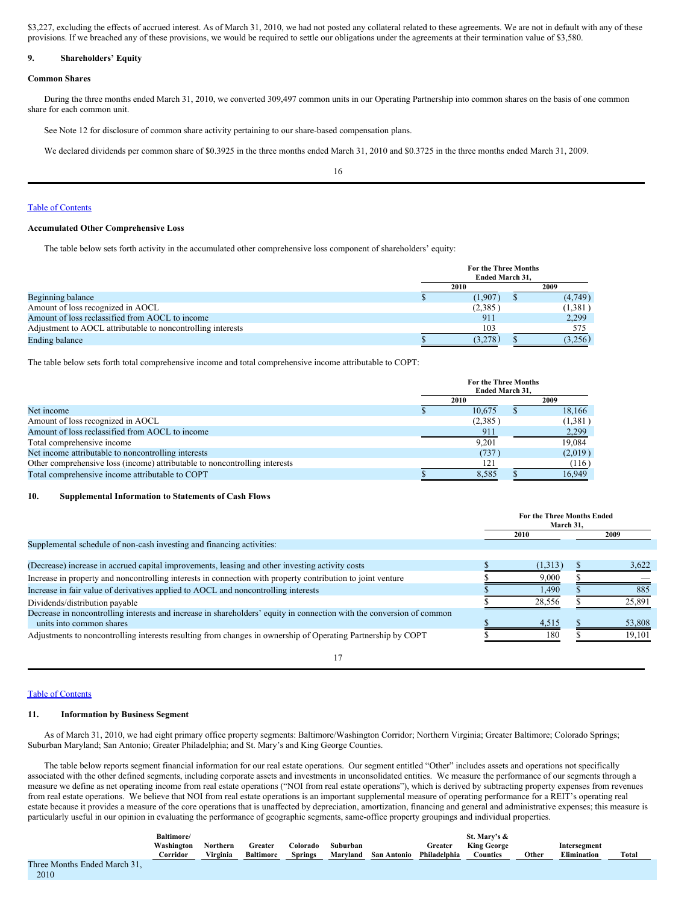$3,227, excluding the effects of accrued interest. As of March 31, 2010, we had not posted any collateral related to these agreements. We are not in default with any of these provisions. If we breached any of these provisions, we would be required to settle our obligations under the agreements at their termination value of $3,580.

## 9. Shareholders' Equity

### Common Shares

During the three months ended March 31, 2010, we converted 309,497 common units in our Operating Partnership into common shares on the basis of one common share for each common unit.

See Note 12 for disclosure of common share activity pertaining to our share-based compensation plans.

We declared dividends per common share of $0.3925 in the three months ended March 31, 2010 and $0.3725 in the three months ended March 31, 2009.

### Accumulated Other Comprehensive Loss

The table below sets forth activity in the accumulated other comprehensive loss component of shareholders' equity:

| | For the Three Months Ended March 31, | |
|---|---|---|
| | 2010 | 2009 |
| Beginning balance | $ (1,907) | $ (4,749) |
| Amount of loss recognized in AOCL | (2,385) | (1,381) |
| Amount of loss reclassified from AOCL to income | 911 | 2,299 |
| Adjustment to AOCL attributable to noncontrolling interests | 103 | 575 |
| Ending balance | $ (3,278) | $ (3,256) |

The table below sets forth total comprehensive income and total comprehensive income attributable to COPT:

| | For the Three Months Ended March 31, | |
|---|---|---|
| | 2010 | 2009 |
| Net income | $ 10,675 | $ 18,166 |
| Amount of loss recognized in AOCL | (2,385) | (1,381) |
| Amount of loss reclassified from AOCL to income | 911 | 2,299 |
| Total comprehensive income | 9,201 | 19,084 |
| Net income attributable to noncontrolling interests | (737) | (2,019) |
| Other comprehensive loss (income) attributable to noncontrolling interests | 121 | (116) |
| Total comprehensive income attributable to COPT | $ 8,585 | $ 16,949 |

## 10. Supplemental Information to Statements of Cash Flows

| | For the Three Months Ended March 31, | |
|---|---|---|
| | 2010 | 2009 |
| Supplemental schedule of non-cash investing and financing activities: | | |
| (Decrease) increase in accrued capital improvements, leasing and other investing activity costs | $ (1,313) | $ 3,622 |
| Increase in property and noncontrolling interests in connection with property contribution to joint venture | $ 9,000 | $ — |
| Increase in fair value of derivatives applied to AOCL and noncontrolling interests | $ 1,490 | $ 885 |
| Dividends/distribution payable | $ 28,556 | $ 25,891 |
| Decrease in noncontrolling interests and increase in shareholders' equity in connection with the conversion of common units into common shares | $ 4,515 | $ 53,808 |
| Adjustments to noncontrolling interests resulting from changes in ownership of Operating Partnership by COPT | $ 180 | $ 19,101 |

## 11. Information by Business Segment

As of March 31, 2010, we had eight primary office property segments: Baltimore/Washington Corridor; Northern Virginia; Greater Baltimore; Colorado Springs; Suburban Maryland; San Antonio; Greater Philadelphia; and St. Mary's and King George Counties.

The table below reports segment financial information for our real estate operations. Our segment entitled "Other" includes assets and operations not specifically associated with the other defined segments, including corporate assets and investments in unconsolidated entities. We measure the performance of our segments through a measure we define as net operating income from real estate operations ("NOI from real estate operations"), which is derived by subtracting property expenses from revenues from real estate operations. We believe that NOI from real estate operations is an important supplemental measure of operating performance for a REIT's operating real estate because it provides a measure of the core operations that is unaffected by depreciation, amortization, financing and general and administrative expenses; this measure is particularly useful in our opinion in evaluating the performance of geographic segments, same-office property groupings and individual properties.

| | Baltimore/ Washington Corridor | Northern Virginia | Greater Baltimore | Colorado Springs | Suburban Maryland | San Antonio | Greater Philadelphia | St. Mary's & King George Counties | Other | Intersegment Elimination | Total |
|---|---|---|---|---|---|---|---|---|---|---|---|
| Three Months Ended March 31, 2010 | | | | | | | | | | | |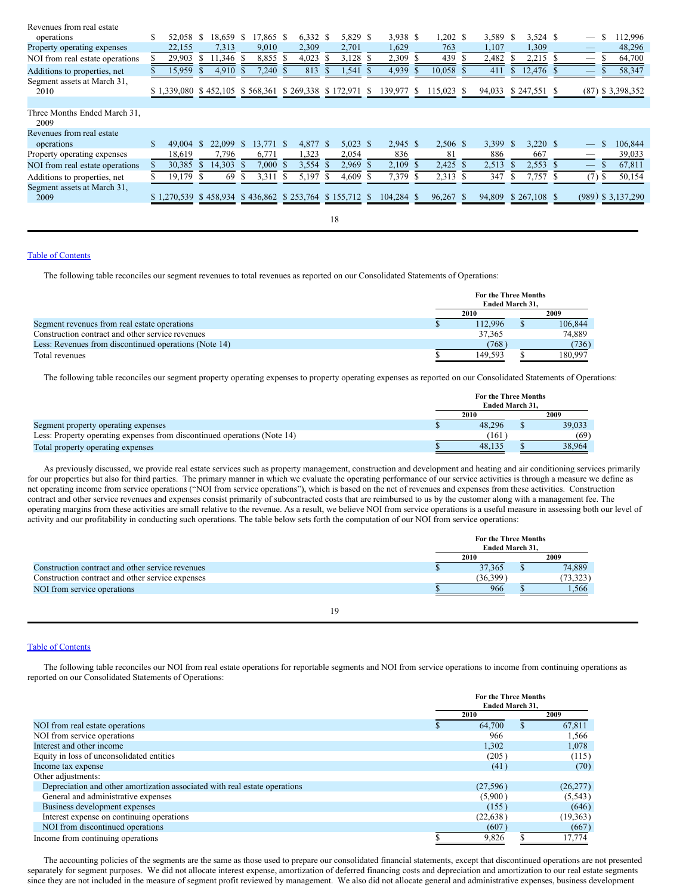| | | | | | | | | | | | |
|---|---|---|---|---|---|---|---|---|---|---|---|
| Revenues from real estate operations | $ 52,058 | $ 18,659 | $ 17,865 | $ 6,332 | $ 5,829 | $ 3,938 | $ 1,202 | $ 3,589 | $ 3,524 | $ — | $ 112,996 |
| Property operating expenses | 22,155 | 7,313 | 9,010 | 2,309 | 2,701 | 1,629 | 763 | 1,107 | 1,309 | — | 48,296 |
| NOI from real estate operations | $ 29,903 | $ 11,346 | $ 8,855 | $ 4,023 | $ 3,128 | $ 2,309 | $ 439 | $ 2,482 | $ 2,215 | $ — | $ 64,700 |
| Additions to properties, net | $ 15,959 | $ 4,910 | $ 7,240 | $ 813 | $ 1,541 | $ 4,939 | $ 10,058 | $ 411 | $ 12,476 | $ — | $ 58,347 |
| Segment assets at March 31, 2010 | $ 1,339,080 | $ 452,105 | $ 568,361 | $ 269,338 | $ 172,971 | $ 139,977 | $ 115,023 | $ 94,033 | $ 247,551 | $ (87) | $ 3,398,352 |
| | | | | | | | | | | | |
| Three Months Ended March 31, 2009 | | | | | | | | | | | |
| Revenues from real estate operations | $ 49,004 | $ 22,099 | $ 13,771 | $ 4,877 | $ 5,023 | $ 2,945 | $ 2,506 | $ 3,399 | $ 3,220 | $ — | $ 106,844 |
| Property operating expenses | 18,619 | 7,796 | 6,771 | 1,323 | 2,054 | 836 | 81 | 886 | 667 | — | 39,033 |
| NOI from real estate operations | $ 30,385 | $ 14,303 | $ 7,000 | $ 3,554 | $ 2,969 | $ 2,109 | $ 2,425 | $ 2,513 | $ 2,553 | $ — | $ 67,811 |
| Additions to properties, net | $ 19,179 | $ 69 | $ 3,311 | $ 5,197 | $ 4,609 | $ 7,379 | $ 2,313 | $ 347 | $ 7,757 | $ (7) | $ 50,154 |
| Segment assets at March 31, 2009 | $ 1,270,539 | $ 458,934 | $ 436,862 | $ 253,764 | $ 155,712 | $ 104,284 | $ 96,267 | $ 94,809 | $ 267,108 | $ (989) | $ 3,137,290 |

[Table of Contents]

The following table reconciles our segment revenues to total revenues as reported on our Consolidated Statements of Operations:

| | For the Three Months Ended March 31, 2010 | 2009 |
|---|---|---|
| Segment revenues from real estate operations | $ 112,996 | $ 106,844 |
| Construction contract and other service revenues | 37,365 | 74,889 |
| Less: Revenues from discontinued operations (Note 14) | (768) | (736) |
| Total revenues | $ 149,593 | $ 180,997 |

The following table reconciles our segment property operating expenses to property operating expenses as reported on our Consolidated Statements of Operations:

| | For the Three Months Ended March 31, 2010 | 2009 |
|---|---|---|
| Segment property operating expenses | $ 48,296 | $ 39,033 |
| Less: Property operating expenses from discontinued operations (Note 14) | (161) | (69) |
| Total property operating expenses | $ 48,135 | $ 38,964 |

As previously discussed, we provide real estate services such as property management, construction and development and heating and air conditioning services primarily for our properties but also for third parties. The primary manner in which we evaluate the operating performance of our service activities is through a measure we define as net operating income from service operations ("NOI from service operations"), which is based on the net of revenues and expenses from these activities. Construction contract and other service revenues and expenses consist primarily of subcontracted costs that are reimbursed to us by the customer along with a management fee. The operating margins from these activities are small relative to the revenue. As a result, we believe NOI from service operations is a useful measure in assessing both our level of activity and our profitability in conducting such operations. The table below sets forth the computation of our NOI from service operations:

| | For the Three Months Ended March 31, 2010 | 2009 |
|---|---|---|
| Construction contract and other service revenues | $ 37,365 | $ 74,889 |
| Construction contract and other service expenses | (36,399) | (73,323) |
| NOI from service operations | $ 966 | $ 1,566 |

[Table of Contents]

The following table reconciles our NOI from real estate operations for reportable segments and NOI from service operations to income from continuing operations as reported on our Consolidated Statements of Operations:

| | For the Three Months Ended March 31, 2010 | 2009 |
|---|---|---|
| NOI from real estate operations | $ 64,700 | $ 67,811 |
| NOI from service operations | 966 | 1,566 |
| Interest and other income | 1,302 | 1,078 |
| Equity in loss of unconsolidated entities | (205) | (115) |
| Income tax expense | (41) | (70) |
| Other adjustments: | | |
| Depreciation and other amortization associated with real estate operations | (27,596) | (26,277) |
| General and administrative expenses | (5,900) | (5,543) |
| Business development expenses | (155) | (646) |
| Interest expense on continuing operations | (22,638) | (19,363) |
| NOI from discontinued operations | (607) | (667) |
| Income from continuing operations | $ 9,826 | $ 17,774 |

The accounting policies of the segments are the same as those used to prepare our consolidated financial statements, except that discontinued operations are not presented separately for segment purposes. We did not allocate interest expense, amortization of deferred financing costs and depreciation and amortization to our real estate segments since they are not included in the measure of segment profit reviewed by management. We also did not allocate general and administrative expenses, business development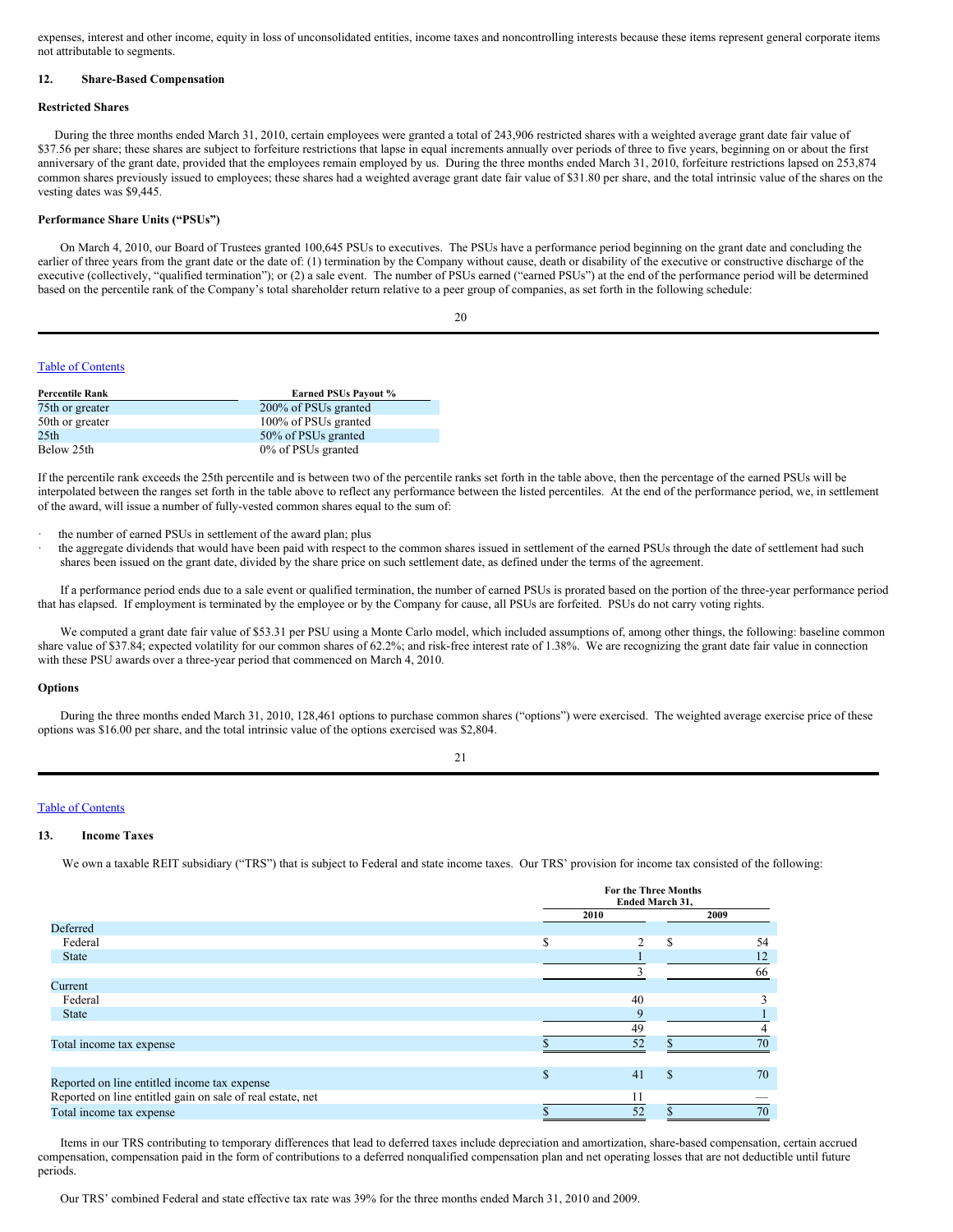expenses, interest and other income, equity in loss of unconsolidated entities, income taxes and noncontrolling interests because these items represent general corporate items not attributable to segments.

## 12. Share-Based Compensation

### Restricted Shares

During the three months ended March 31, 2010, certain employees were granted a total of 243,906 restricted shares with a weighted average grant date fair value of $37.56 per share; these shares are subject to forfeiture restrictions that lapse in equal increments annually over periods of three to five years, beginning on or about the first anniversary of the grant date, provided that the employees remain employed by us. During the three months ended March 31, 2010, forfeiture restrictions lapsed on 253,874 common shares previously issued to employees; these shares had a weighted average grant date fair value of $31.80 per share, and the total intrinsic value of the shares on the vesting dates was $9,445.

### Performance Share Units ("PSUs")

On March 4, 2010, our Board of Trustees granted 100,645 PSUs to executives. The PSUs have a performance period beginning on the grant date and concluding the earlier of three years from the grant date or the date of: (1) termination by the Company without cause, death or disability of the executive or constructive discharge of the executive (collectively, "qualified termination"); or (2) a sale event. The number of PSUs earned ("earned PSUs") at the end of the performance period will be determined based on the percentile rank of the Company's total shareholder return relative to a peer group of companies, as set forth in the following schedule:

| Percentile Rank | Earned PSUs Payout % |
|---|---|
| 75th or greater | 200% of PSUs granted |
| 50th or greater | 100% of PSUs granted |
| 25th | 50% of PSUs granted |
| Below 25th | 0% of PSUs granted |

If the percentile rank exceeds the 25th percentile and is between two of the percentile ranks set forth in the table above, then the percentage of the earned PSUs will be interpolated between the ranges set forth in the table above to reflect any performance between the listed percentiles. At the end of the performance period, we, in settlement of the award, will issue a number of fully-vested common shares equal to the sum of:

- the number of earned PSUs in settlement of the award plan; plus
- the aggregate dividends that would have been paid with respect to the common shares issued in settlement of the earned PSUs through the date of settlement had such shares been issued on the grant date, divided by the share price on such settlement date, as defined under the terms of the agreement.

If a performance period ends due to a sale event or qualified termination, the number of earned PSUs is prorated based on the portion of the three-year performance period that has elapsed. If employment is terminated by the employee or by the Company for cause, all PSUs are forfeited. PSUs do not carry voting rights.

We computed a grant date fair value of $53.31 per PSU using a Monte Carlo model, which included assumptions of, among other things, the following: baseline common share value of $37.84; expected volatility for our common shares of 62.2%; and risk-free interest rate of 1.38%. We are recognizing the grant date fair value in connection with these PSU awards over a three-year period that commenced on March 4, 2010.

### Options

During the three months ended March 31, 2010, 128,461 options to purchase common shares ("options") were exercised. The weighted average exercise price of these options was $16.00 per share, and the total intrinsic value of the options exercised was $2,804.

## 13. Income Taxes

We own a taxable REIT subsidiary ("TRS") that is subject to Federal and state income taxes. Our TRS' provision for income tax consisted of the following:

| | For the Three Months Ended March 31, | |
|---|---|---|
| | 2010 | 2009 |
| Deferred | | |
| Federal | $ 2 | $ 54 |
| State | 1 | 12 |
| | 3 | 66 |
| Current | | |
| Federal | 40 | 3 |
| State | 9 | 1 |
| | 49 | 4 |
| Total income tax expense | $ 52 | $ 70 |
| | | |
| Reported on line entitled income tax expense | $ 41 | $ 70 |
| Reported on line entitled gain on sale of real estate, net | 11 | — |
| Total income tax expense | $ 52 | $ 70 |

Items in our TRS contributing to temporary differences that lead to deferred taxes include depreciation and amortization, share-based compensation, certain accrued compensation, compensation paid in the form of contributions to a deferred nonqualified compensation plan and net operating losses that are not deductible until future periods.

Our TRS' combined Federal and state effective tax rate was 39% for the three months ended March 31, 2010 and 2009.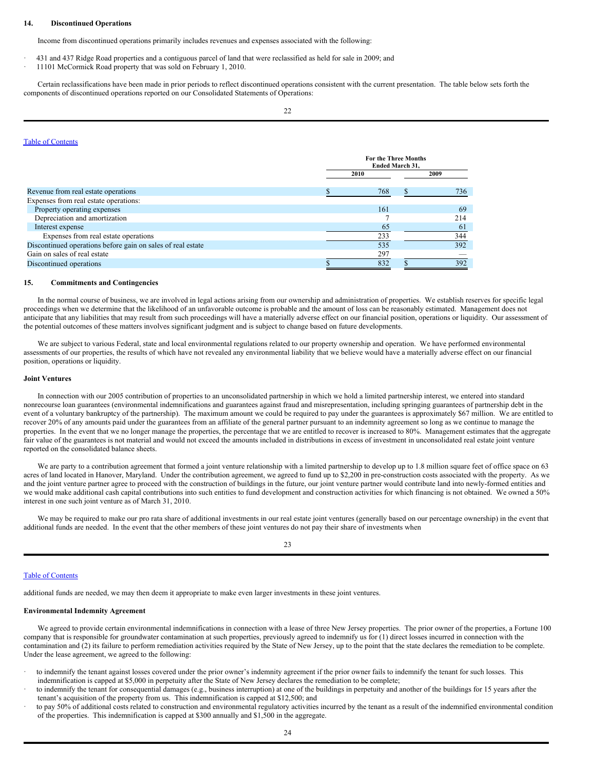## 14. Discontinued Operations

Income from discontinued operations primarily includes revenues and expenses associated with the following:

- 431 and 437 Ridge Road properties and a contiguous parcel of land that were reclassified as held for sale in 2009; and
- 11101 McCormick Road property that was sold on February 1, 2010.

Certain reclassifications have been made in prior periods to reflect discontinued operations consistent with the current presentation. The table below sets forth the components of discontinued operations reported on our Consolidated Statements of Operations:

| | For the Three Months Ended March 31, | |
|---|---|---|
| | 2010 | 2009 |
| Revenue from real estate operations | $ 768 | $ 736 |
| Expenses from real estate operations: | | |
| Property operating expenses | 161 | 69 |
| Depreciation and amortization | 7 | 214 |
| Interest expense | 65 | 61 |
| Expenses from real estate operations | 233 | 344 |
| Discontinued operations before gain on sales of real estate | 535 | 392 |
| Gain on sales of real estate | 297 | — |
| Discontinued operations | $ 832 | $ 392 |

## 15. Commitments and Contingencies

In the normal course of business, we are involved in legal actions arising from our ownership and administration of properties. We establish reserves for specific legal proceedings when we determine that the likelihood of an unfavorable outcome is probable and the amount of loss can be reasonably estimated. Management does not anticipate that any liabilities that may result from such proceedings will have a materially adverse effect on our financial position, operations or liquidity. Our assessment of the potential outcomes of these matters involves significant judgment and is subject to change based on future developments.

We are subject to various Federal, state and local environmental regulations related to our property ownership and operation. We have performed environmental assessments of our properties, the results of which have not revealed any environmental liability that we believe would have a materially adverse effect on our financial position, operations or liquidity.

### Joint Ventures

In connection with our 2005 contribution of properties to an unconsolidated partnership in which we hold a limited partnership interest, we entered into standard nonrecourse loan guarantees (environmental indemnifications and guarantees against fraud and misrepresentation, including springing guarantees of partnership debt in the event of a voluntary bankruptcy of the partnership). The maximum amount we could be required to pay under the guarantees is approximately $67 million. We are entitled to recover 20% of any amounts paid under the guarantees from an affiliate of the general partner pursuant to an indemnity agreement so long as we continue to manage the properties. In the event that we no longer manage the properties, the percentage that we are entitled to recover is increased to 80%. Management estimates that the aggregate fair value of the guarantees is not material and would not exceed the amounts included in distributions in excess of investment in unconsolidated real estate joint venture reported on the consolidated balance sheets.

We are party to a contribution agreement that formed a joint venture relationship with a limited partnership to develop up to 1.8 million square feet of office space on 63 acres of land located in Hanover, Maryland. Under the contribution agreement, we agreed to fund up to $2,200 in pre-construction costs associated with the property. As we and the joint venture partner agree to proceed with the construction of buildings in the future, our joint venture partner would contribute land into newly-formed entities and we would make additional cash capital contributions into such entities to fund development and construction activities for which financing is not obtained. We owned a 50% interest in one such joint venture as of March 31, 2010.

We may be required to make our pro rata share of additional investments in our real estate joint ventures (generally based on our percentage ownership) in the event that additional funds are needed. In the event that the other members of these joint ventures do not pay their share of investments when additional funds are needed, we may then deem it appropriate to make even larger investments in these joint ventures.

### Environmental Indemnity Agreement

We agreed to provide certain environmental indemnifications in connection with a lease of three New Jersey properties. The prior owner of the properties, a Fortune 100 company that is responsible for groundwater contamination at such properties, previously agreed to indemnify us for (1) direct losses incurred in connection with the contamination and (2) its failure to perform remediation activities required by the State of New Jersey, up to the point that the state declares the remediation to be complete. Under the lease agreement, we agreed to the following:

- to indemnify the tenant against losses covered under the prior owner's indemnity agreement if the prior owner fails to indemnify the tenant for such losses. This indemnification is capped at $5,000 in perpetuity after the State of New Jersey declares the remediation to be complete;
- to indemnify the tenant for consequential damages (e.g., business interruption) at one of the buildings in perpetuity and another of the buildings for 15 years after the tenant's acquisition of the property from us. This indemnification is capped at $12,500; and
- to pay 50% of additional costs related to construction and environmental regulatory activities incurred by the tenant as a result of the indemnified environmental condition of the properties. This indemnification is capped at $300 annually and $1,500 in the aggregate.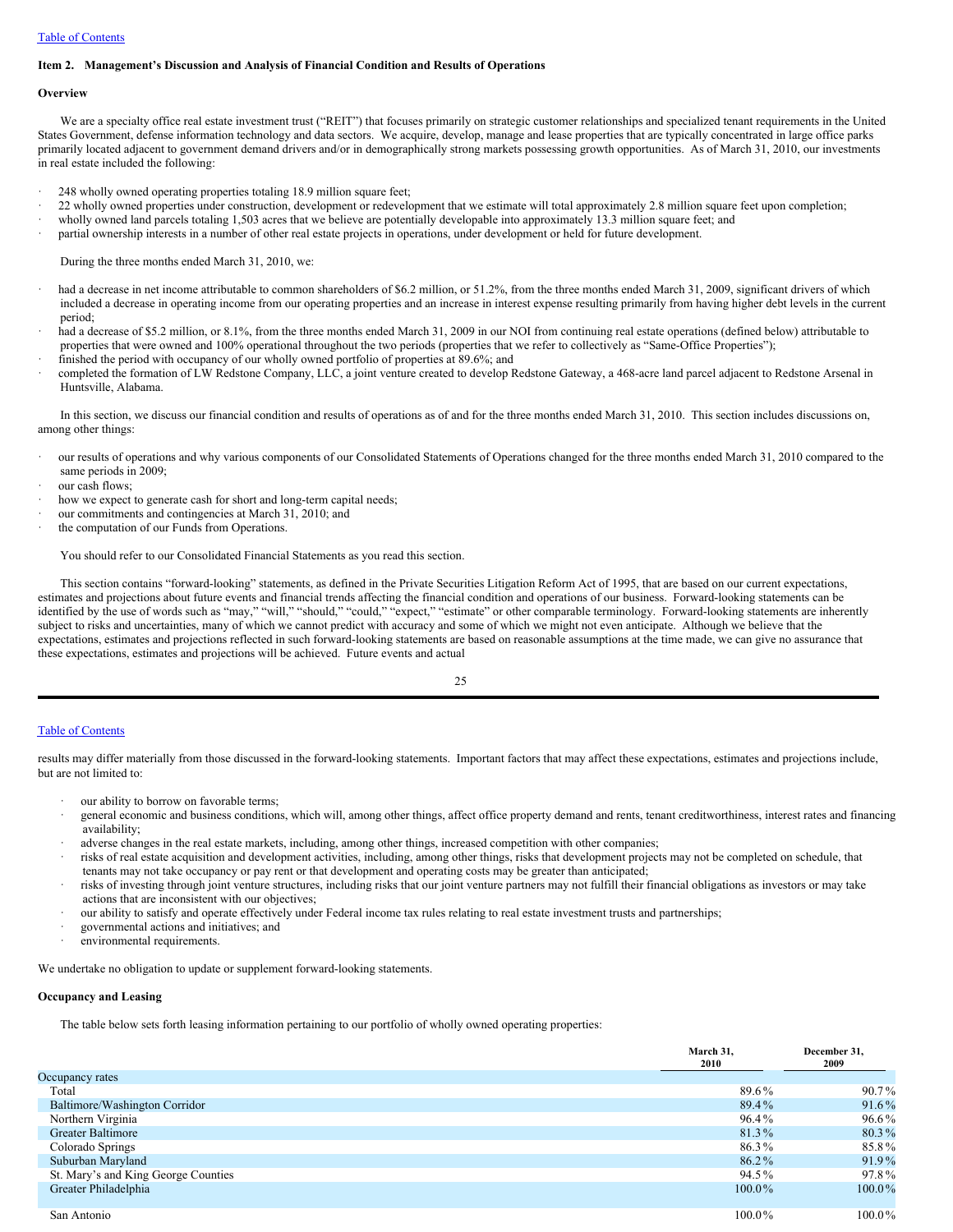## Item 2. Management's Discussion and Analysis of Financial Condition and Results of Operations

### Overview

We are a specialty office real estate investment trust ("REIT") that focuses primarily on strategic customer relationships and specialized tenant requirements in the United States Government, defense information technology and data sectors. We acquire, develop, manage and lease properties that are typically concentrated in large office parks primarily located adjacent to government demand drivers and/or in demographically strong markets possessing growth opportunities. As of March 31, 2010, our investments in real estate included the following:

- 248 wholly owned operating properties totaling 18.9 million square feet;
- 22 wholly owned properties under construction, development or redevelopment that we estimate will total approximately 2.8 million square feet upon completion;
- wholly owned land parcels totaling 1,503 acres that we believe are potentially developable into approximately 13.3 million square feet; and
- partial ownership interests in a number of other real estate projects in operations, under development or held for future development.

During the three months ended March 31, 2010, we:

- had a decrease in net income attributable to common shareholders of $6.2 million, or 51.2%, from the three months ended March 31, 2009, significant drivers of which included a decrease in operating income from our operating properties and an increase in interest expense resulting primarily from having higher debt levels in the current period;
- had a decrease of $5.2 million, or 8.1%, from the three months ended March 31, 2009 in our NOI from continuing real estate operations (defined below) attributable to properties that were owned and 100% operational throughout the two periods (properties that we refer to collectively as "Same-Office Properties");
- finished the period with occupancy of our wholly owned portfolio of properties at 89.6%; and
- completed the formation of LW Redstone Company, LLC, a joint venture created to develop Redstone Gateway, a 468-acre land parcel adjacent to Redstone Arsenal in Huntsville, Alabama.

In this section, we discuss our financial condition and results of operations as of and for the three months ended March 31, 2010. This section includes discussions on, among other things:

- our results of operations and why various components of our Consolidated Statements of Operations changed for the three months ended March 31, 2010 compared to the same periods in 2009;
- our cash flows;
- how we expect to generate cash for short and long-term capital needs;
- our commitments and contingencies at March 31, 2010; and
- the computation of our Funds from Operations.

You should refer to our Consolidated Financial Statements as you read this section.

This section contains "forward-looking" statements, as defined in the Private Securities Litigation Reform Act of 1995, that are based on our current expectations, estimates and projections about future events and financial trends affecting the financial condition and operations of our business. Forward-looking statements can be identified by the use of words such as "may," "will," "should," "could," "expect," "estimate" or other comparable terminology. Forward-looking statements are inherently subject to risks and uncertainties, many of which we cannot predict with accuracy and some of which we might not even anticipate. Although we believe that the expectations, estimates and projections reflected in such forward-looking statements are based on reasonable assumptions at the time made, we can give no assurance that these expectations, estimates and projections will be achieved. Future events and actual results may differ materially from those discussed in the forward-looking statements. Important factors that may affect these expectations, estimates and projections include, but are not limited to:

- our ability to borrow on favorable terms;
- general economic and business conditions, which will, among other things, affect office property demand and rents, tenant creditworthiness, interest rates and financing availability;
- adverse changes in the real estate markets, including, among other things, increased competition with other companies;
- risks of real estate acquisition and development activities, including, among other things, risks that development projects may not be completed on schedule, that tenants may not take occupancy or pay rent or that development and operating costs may be greater than anticipated;
- risks of investing through joint venture structures, including risks that our joint venture partners may not fulfill their financial obligations as investors or may take actions that are inconsistent with our objectives;
- our ability to satisfy and operate effectively under Federal income tax rules relating to real estate investment trusts and partnerships;
- governmental actions and initiatives; and
- environmental requirements.

We undertake no obligation to update or supplement forward-looking statements.

### Occupancy and Leasing

The table below sets forth leasing information pertaining to our portfolio of wholly owned operating properties:

| | March 31, 2010 | December 31, 2009 |
|---|---|---|
| Occupancy rates | | |
| Total | 89.6% | 90.7% |
| Baltimore/Washington Corridor | 89.4% | 91.6% |
| Northern Virginia | 96.4% | 96.6% |
| Greater Baltimore | 81.3% | 80.3% |
| Colorado Springs | 86.3% | 85.8% |
| Suburban Maryland | 86.2% | 91.9% |
| St. Mary's and King George Counties | 94.5% | 97.8% |
| Greater Philadelphia | 100.0% | 100.0% |
| San Antonio | 100.0% | 100.0% |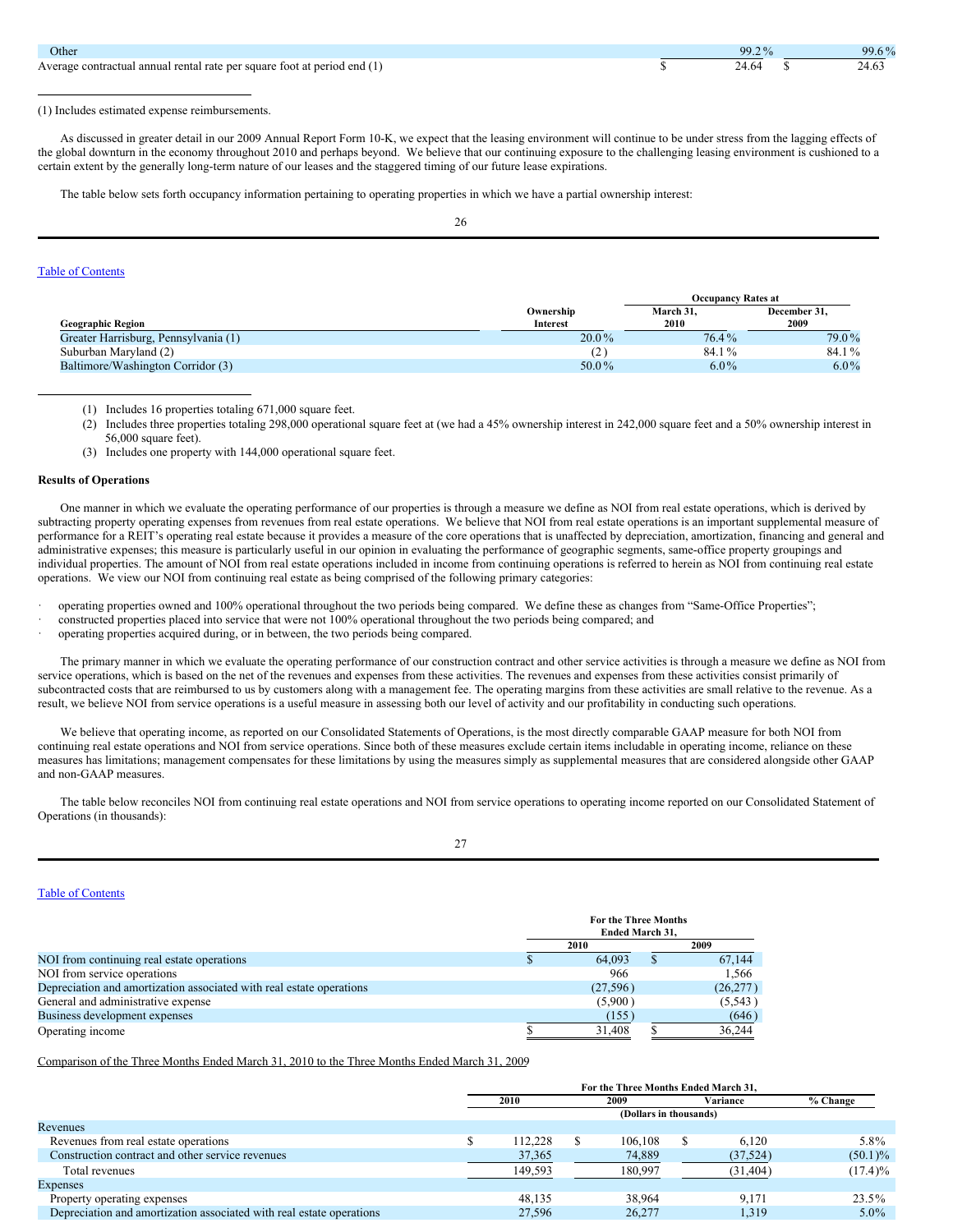| | | |
|---|---|---|
| Other | 99.2% | 99.6% |
| Average contractual annual rental rate per square foot at period end (1) | $ 24.64 | $ 24.63 |

(1) Includes estimated expense reimbursements.

As discussed in greater detail in our 2009 Annual Report Form 10-K, we expect that the leasing environment will continue to be under stress from the lagging effects of the global downturn in the economy throughout 2010 and perhaps beyond. We believe that our continuing exposure to the challenging leasing environment is cushioned to a certain extent by the generally long-term nature of our leases and the staggered timing of our future lease expirations.

The table below sets forth occupancy information pertaining to operating properties in which we have a partial ownership interest:

| Geographic Region | Ownership Interest | Occupancy Rates at March 31, 2010 | Occupancy Rates at December 31, 2009 |
|---|---|---|---|
| Greater Harrisburg, Pennsylvania (1) | 20.0% | 76.4% | 79.0% |
| Suburban Maryland (2) | (2) | 84.1% | 84.1% |
| Baltimore/Washington Corridor (3) | 50.0% | 6.0% | 6.0% |

(1) Includes 16 properties totaling 671,000 square feet.

(2) Includes three properties totaling 298,000 operational square feet at (we had a 45% ownership interest in 242,000 square feet and a 50% ownership interest in 56,000 square feet).

(3) Includes one property with 144,000 operational square feet.

**Results of Operations**

One manner in which we evaluate the operating performance of our properties is through a measure we define as NOI from real estate operations, which is derived by subtracting property operating expenses from revenues from real estate operations. We believe that NOI from real estate operations is an important supplemental measure of performance for a REIT's operating real estate because it provides a measure of the core operations that is unaffected by depreciation, amortization, financing and general and administrative expenses; this measure is particularly useful in our opinion in evaluating the performance of geographic segments, same-office property groupings and individual properties. The amount of NOI from real estate operations included in income from continuing operations is referred to herein as NOI from continuing real estate operations. We view our NOI from continuing real estate as being comprised of the following primary categories:

- operating properties owned and 100% operational throughout the two periods being compared. We define these as changes from "Same-Office Properties";
- constructed properties placed into service that were not 100% operational throughout the two periods being compared; and
- operating properties acquired during, or in between, the two periods being compared.

The primary manner in which we evaluate the operating performance of our construction contract and other service activities is through a measure we define as NOI from service operations, which is based on the net of the revenues and expenses from these activities. The revenues and expenses from these activities consist primarily of subcontracted costs that are reimbursed to us by customers along with a management fee. The operating margins from these activities are small relative to the revenue. As a result, we believe NOI from service operations is a useful measure in assessing both our level of activity and our profitability in conducting such operations.

We believe that operating income, as reported on our Consolidated Statements of Operations, is the most directly comparable GAAP measure for both NOI from continuing real estate operations and NOI from service operations. Since both of these measures exclude certain items includable in operating income, reliance on these measures has limitations; management compensates for these limitations by using the measures simply as supplemental measures that are considered alongside other GAAP and non-GAAP measures.

The table below reconciles NOI from continuing real estate operations and NOI from service operations to operating income reported on our Consolidated Statement of Operations (in thousands):

| | For the Three Months Ended March 31, 2010 | For the Three Months Ended March 31, 2009 |
|---|---|---|
| NOI from continuing real estate operations | $ 64,093 | $ 67,144 |
| NOI from service operations | 966 | 1,566 |
| Depreciation and amortization associated with real estate operations | (27,596) | (26,277) |
| General and administrative expense | (5,900) | (5,543) |
| Business development expenses | (155) | (646) |
| Operating income | $ 31,408 | $ 36,244 |

Comparison of the Three Months Ended March 31, 2010 to the Three Months Ended March 31, 2009

| | 2010 | 2009 | Variance | % Change |
|---|---|---|---|---|
| | (Dollars in thousands) | | | |
| Revenues | | | | |
| Revenues from real estate operations | $ 112,228 | $ 106,108 | $ 6,120 | 5.8% |
| Construction contract and other service revenues | 37,365 | 74,889 | (37,524) | (50.1)% |
| Total revenues | 149,593 | 180,997 | (31,404) | (17.4)% |
| Expenses | | | | |
| Property operating expenses | 48,135 | 38,964 | 9,171 | 23.5% |
| Depreciation and amortization associated with real estate operations | 27,596 | 26,277 | 1,319 | 5.0% |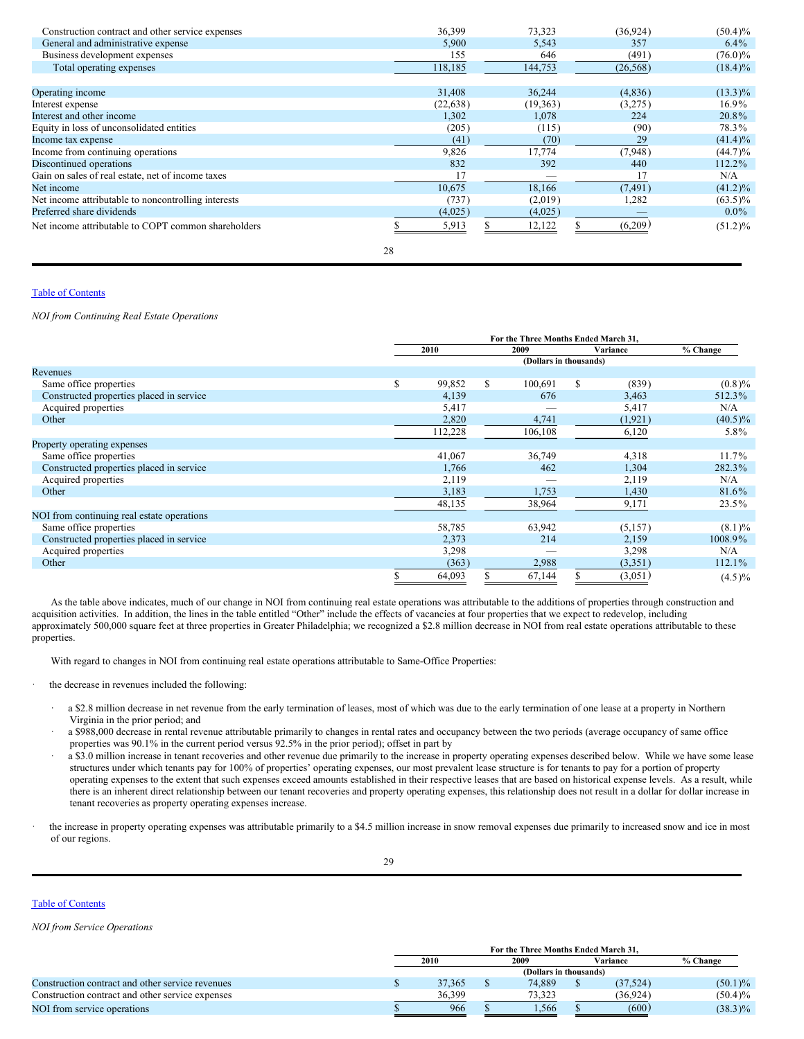| | | | | |
|---|---|---|---|---|
| Construction contract and other service expenses | 36,399 | 73,323 | (36,924) | (50.4)% |
| General and administrative expense | 5,900 | 5,543 | 357 | 6.4% |
| Business development expenses | 155 | 646 | (491) | (76.0)% |
| Total operating expenses | 118,185 | 144,753 | (26,568) | (18.4)% |
| | | | | |
| Operating income | 31,408 | 36,244 | (4,836) | (13.3)% |
| Interest expense | (22,638) | (19,363) | (3,275) | 16.9% |
| Interest and other income | 1,302 | 1,078 | 224 | 20.8% |
| Equity in loss of unconsolidated entities | (205) | (115) | (90) | 78.3% |
| Income tax expense | (41) | (70) | 29 | (41.4)% |
| Income from continuing operations | 9,826 | 17,774 | (7,948) | (44.7)% |
| Discontinued operations | 832 | 392 | 440 | 112.2% |
| Gain on sales of real estate, net of income taxes | 17 | — | 17 | N/A |
| Net income | 10,675 | 18,166 | (7,491) | (41.2)% |
| Net income attributable to noncontrolling interests | (737) | (2,019) | 1,282 | (63.5)% |
| Preferred share dividends | (4,025) | (4,025) | — | 0.0% |
| Net income attributable to COPT common shareholders | $ 5,913 | $ 12,122 | $ (6,209) | (51.2)% |

[Table of Contents](#)

*NOI from Continuing Real Estate Operations*

| | For the Three Months Ended March 31, | | | |
|---|---|---|---|---|
| | 2010 | 2009 | Variance | % Change |
| | (Dollars in thousands) | | | |
| **Revenues** | | | | |
| Same office properties | $ 99,852 | $ 100,691 | $ (839) | (0.8)% |
| Constructed properties placed in service | 4,139 | 676 | 3,463 | 512.3% |
| Acquired properties | 5,417 | — | 5,417 | N/A |
| Other | 2,820 | 4,741 | (1,921) | (40.5)% |
| | 112,228 | 106,108 | 6,120 | 5.8% |
| **Property operating expenses** | | | | |
| Same office properties | 41,067 | 36,749 | 4,318 | 11.7% |
| Constructed properties placed in service | 1,766 | 462 | 1,304 | 282.3% |
| Acquired properties | 2,119 | — | 2,119 | N/A |
| Other | 3,183 | 1,753 | 1,430 | 81.6% |
| | 48,135 | 38,964 | 9,171 | 23.5% |
| **NOI from continuing real estate operations** | | | | |
| Same office properties | 58,785 | 63,942 | (5,157) | (8.1)% |
| Constructed properties placed in service | 2,373 | 214 | 2,159 | 1008.9% |
| Acquired properties | 3,298 | — | 3,298 | N/A |
| Other | (363) | 2,988 | (3,351) | 112.1% |
| | $ 64,093 | $ 67,144 | $ (3,051) | (4.5)% |

As the table above indicates, much of our change in NOI from continuing real estate operations was attributable to the additions of properties through construction and acquisition activities. In addition, the lines in the table entitled "Other" include the effects of vacancies at four properties that we expect to redevelop, including approximately 500,000 square feet at three properties in Greater Philadelphia; we recognized a $2.8 million decrease in NOI from real estate operations attributable to these properties.

With regard to changes in NOI from continuing real estate operations attributable to Same-Office Properties:

- the decrease in revenues included the following:
  - a $2.8 million decrease in net revenue from the early termination of leases, most of which was due to the early termination of one lease at a property in Northern Virginia in the prior period; and
  - a $988,000 decrease in rental revenue attributable primarily to changes in rental rates and occupancy between the two periods (average occupancy of same office properties was 90.1% in the current period versus 92.5% in the prior period); offset in part by
  - a $3.0 million increase in tenant recoveries and other revenue due primarily to the increase in property operating expenses described below. While we have some lease structures under which tenants pay for 100% of properties' operating expenses, our most prevalent lease structure is for tenants to pay for a portion of property operating expenses to the extent that such expenses exceed amounts established in their respective leases that are based on historical expense levels. As a result, while there is an inherent direct relationship between our tenant recoveries and property operating expenses, this relationship does not result in a dollar for dollar increase in tenant recoveries as property operating expenses increase.
- the increase in property operating expenses was attributable primarily to a $4.5 million increase in snow removal expenses due primarily to increased snow and ice in most of our regions.

[Table of Contents](#)

*NOI from Service Operations*

| | For the Three Months Ended March 31, | | | |
|---|---|---|---|---|
| | 2010 | 2009 | Variance | % Change |
| | (Dollars in thousands) | | | |
| Construction contract and other service revenues | $ 37,365 | $ 74,889 | $ (37,524) | (50.1)% |
| Construction contract and other service expenses | 36,399 | 73,323 | (36,924) | (50.4)% |
| NOI from service operations | $ 966 | $ 1,566 | $ (600) | (38.3)% |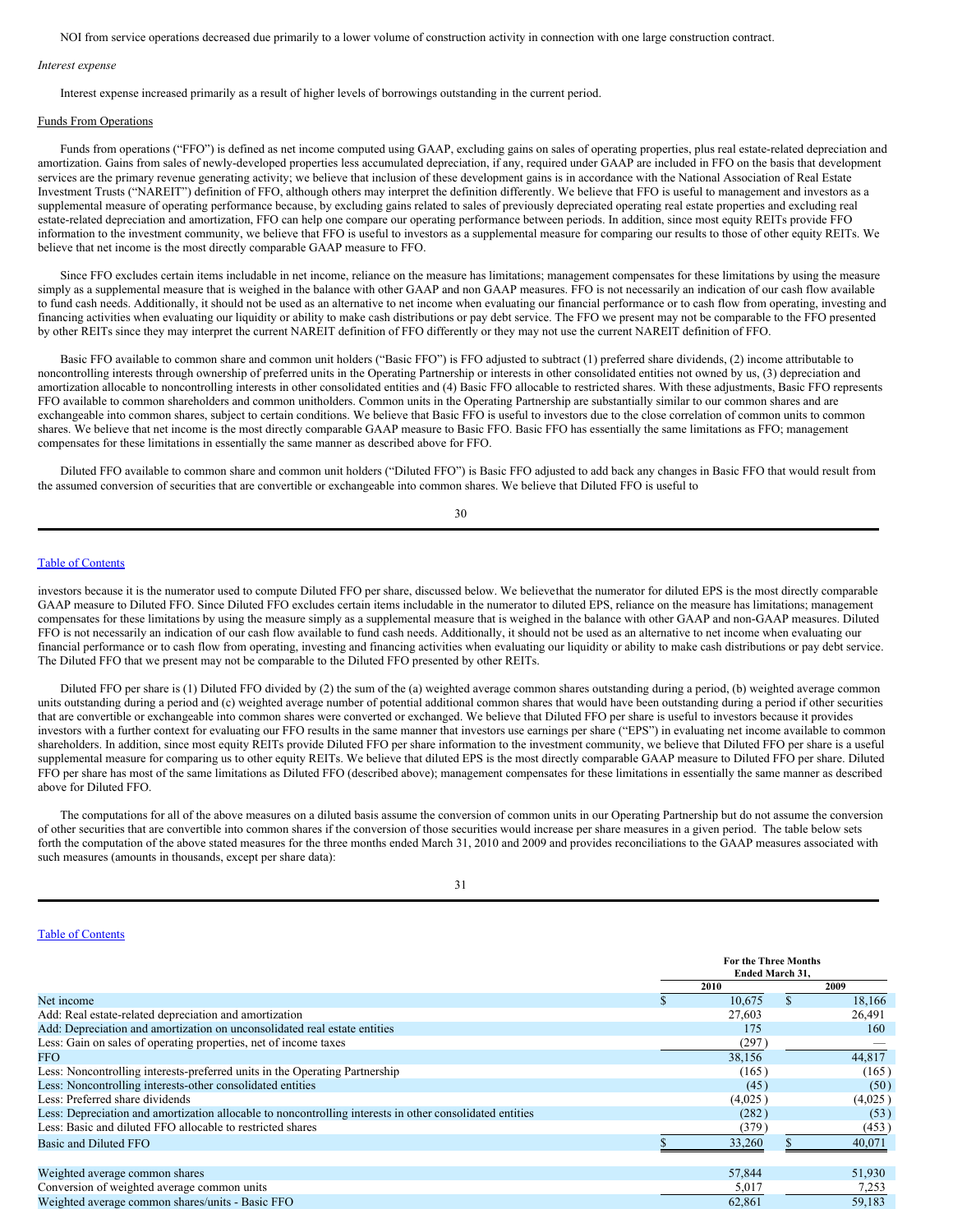NOI from service operations decreased due primarily to a lower volume of construction activity in connection with one large construction contract.

*Interest expense*

Interest expense increased primarily as a result of higher levels of borrowings outstanding in the current period.

Funds From Operations

Funds from operations ("FFO") is defined as net income computed using GAAP, excluding gains on sales of operating properties, plus real estate-related depreciation and amortization. Gains from sales of newly-developed properties less accumulated depreciation, if any, required under GAAP are included in FFO on the basis that development services are the primary revenue generating activity; we believe that inclusion of these development gains is in accordance with the National Association of Real Estate Investment Trusts ("NAREIT") definition of FFO, although others may interpret the definition differently. We believe that FFO is useful to management and investors as a supplemental measure of operating performance because, by excluding gains related to sales of previously depreciated operating real estate properties and excluding real estate-related depreciation and amortization, FFO can help one compare our operating performance between periods. In addition, since most equity REITs provide FFO information to the investment community, we believe that FFO is useful to investors as a supplemental measure for comparing our results to those of other equity REITs. We believe that net income is the most directly comparable GAAP measure to FFO.

Since FFO excludes certain items includable in net income, reliance on the measure has limitations; management compensates for these limitations by using the measure simply as a supplemental measure that is weighed in the balance with other GAAP and non GAAP measures. FFO is not necessarily an indication of our cash flow available to fund cash needs. Additionally, it should not be used as an alternative to net income when evaluating our financial performance or to cash flow from operating, investing and financing activities when evaluating our liquidity or ability to make cash distributions or pay debt service. The FFO we present may not be comparable to the FFO presented by other REITs since they may interpret the current NAREIT definition of FFO differently or they may not use the current NAREIT definition of FFO.

Basic FFO available to common share and common unit holders ("Basic FFO") is FFO adjusted to subtract (1) preferred share dividends, (2) income attributable to noncontrolling interests through ownership of preferred units in the Operating Partnership or interests in other consolidated entities not owned by us, (3) depreciation and amortization allocable to noncontrolling interests in other consolidated entities and (4) Basic FFO allocable to restricted shares. With these adjustments, Basic FFO represents FFO available to common shareholders and common unitholders. Common units in the Operating Partnership are substantially similar to our common shares and are exchangeable into common shares, subject to certain conditions. We believe that Basic FFO is useful to investors due to the close correlation of common units to common shares. We believe that net income is the most directly comparable GAAP measure to Basic FFO. Basic FFO has essentially the same limitations as FFO; management compensates for these limitations in essentially the same manner as described above for FFO.

Diluted FFO available to common share and common unit holders ("Diluted FFO") is Basic FFO adjusted to add back any changes in Basic FFO that would result from the assumed conversion of securities that are convertible or exchangeable into common shares. We believe that Diluted FFO is useful to investors because it is the numerator used to compute Diluted FFO per share, discussed below. We believethat the numerator for diluted EPS is the most directly comparable GAAP measure to Diluted FFO. Since Diluted FFO excludes certain items includable in the numerator to diluted EPS, reliance on the measure has limitations; management compensates for these limitations by using the measure simply as a supplemental measure that is weighed in the balance with other GAAP and non-GAAP measures. Diluted FFO is not necessarily an indication of our cash flow available to fund cash needs. Additionally, it should not be used as an alternative to net income when evaluating our financial performance or to cash flow from operating, investing and financing activities when evaluating our liquidity or ability to make cash distributions or pay debt service. The Diluted FFO that we present may not be comparable to the Diluted FFO presented by other REITs.

Diluted FFO per share is (1) Diluted FFO divided by (2) the sum of the (a) weighted average common shares outstanding during a period, (b) weighted average common units outstanding during a period and (c) weighted average number of potential additional common shares that would have been outstanding during a period if other securities that are convertible or exchangeable into common shares were converted or exchanged. We believe that Diluted FFO per share is useful to investors because it provides investors with a further context for evaluating our FFO results in the same manner that investors use earnings per share ("EPS") in evaluating net income available to common shareholders. In addition, since most equity REITs provide Diluted FFO per share information to the investment community, we believe that Diluted FFO per share is a useful supplemental measure for comparing us to other equity REITs. We believe that diluted EPS is the most directly comparable GAAP measure to Diluted FFO per share. Diluted FFO per share has most of the same limitations as Diluted FFO (described above); management compensates for these limitations in essentially the same manner as described above for Diluted FFO.

The computations for all of the above measures on a diluted basis assume the conversion of common units in our Operating Partnership but do not assume the conversion of other securities that are convertible into common shares if the conversion of those securities would increase per share measures in a given period. The table below sets forth the computation of the above stated measures for the three months ended March 31, 2010 and 2009 and provides reconciliations to the GAAP measures associated with such measures (amounts in thousands, except per share data):

| | For the Three Months Ended March 31, | |
|---|---|---|
| | 2010 | 2009 |
| Net income | $ 10,675 | $ 18,166 |
| Add: Real estate-related depreciation and amortization | 27,603 | 26,491 |
| Add: Depreciation and amortization on unconsolidated real estate entities | 175 | 160 |
| Less: Gain on sales of operating properties, net of income taxes | (297) | — |
| FFO | 38,156 | 44,817 |
| Less: Noncontrolling interests-preferred units in the Operating Partnership | (165) | (165) |
| Less: Noncontrolling interests-other consolidated entities | (45) | (50) |
| Less: Preferred share dividends | (4,025) | (4,025) |
| Less: Depreciation and amortization allocable to noncontrolling interests in other consolidated entities | (282) | (53) |
| Less: Basic and diluted FFO allocable to restricted shares | (379) | (453) |
| Basic and Diluted FFO | $ 33,260 | $ 40,071 |
| | | |
| Weighted average common shares | 57,844 | 51,930 |
| Conversion of weighted average common units | 5,017 | 7,253 |
| Weighted average common shares/units - Basic FFO | 62,861 | 59,183 |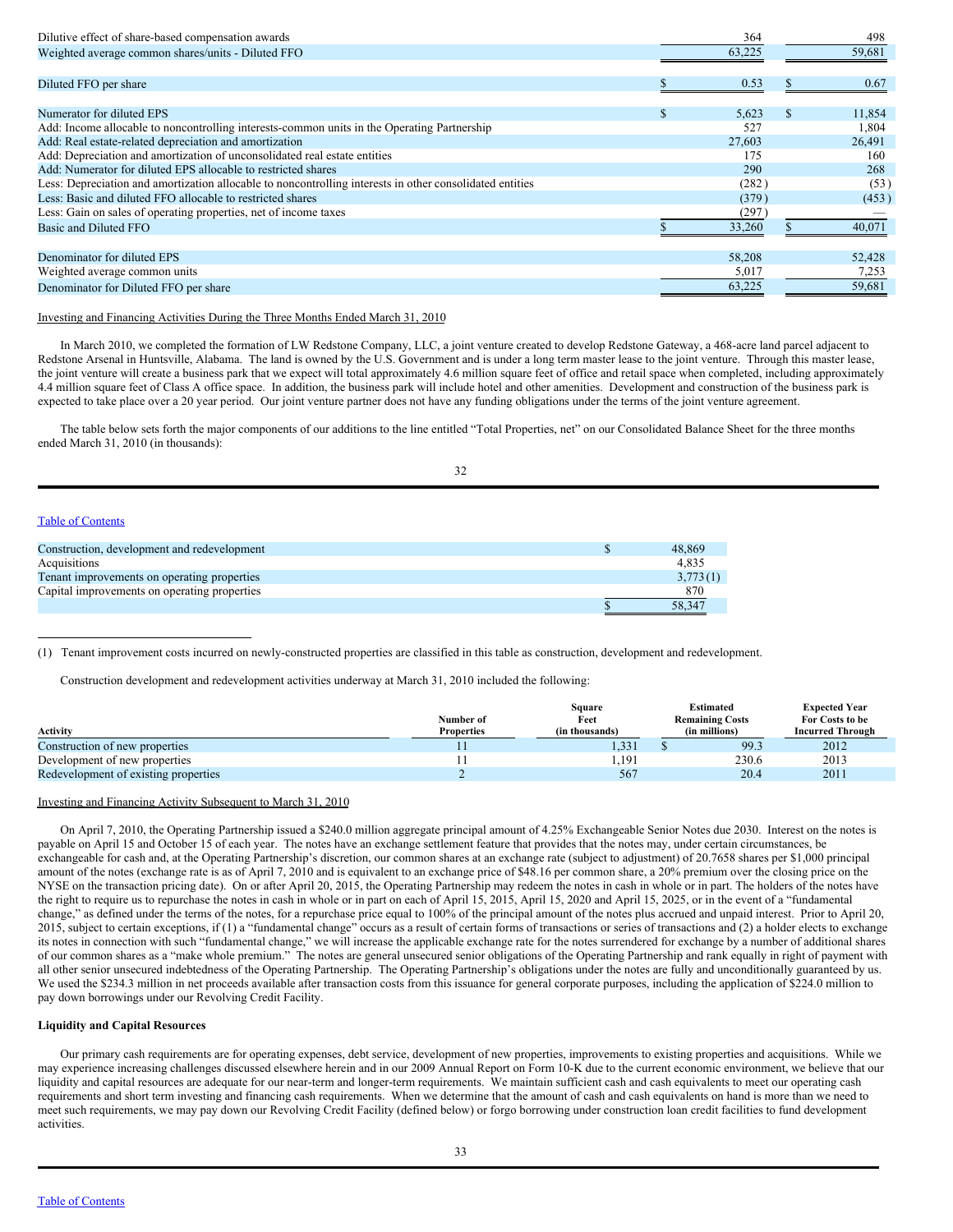| | | |
|---|---|---|
| Dilutive effect of share-based compensation awards | 364 | 498 |
| Weighted average common shares/units - Diluted FFO | 63,225 | 59,681 |
| | | |
| Diluted FFO per share | $ 0.53 | $ 0.67 |
| | | |
| Numerator for diluted EPS | $ 5,623 | $ 11,854 |
| Add: Income allocable to noncontrolling interests-common units in the Operating Partnership | 527 | 1,804 |
| Add: Real estate-related depreciation and amortization | 27,603 | 26,491 |
| Add: Depreciation and amortization of unconsolidated real estate entities | 175 | 160 |
| Add: Numerator for diluted EPS allocable to restricted shares | 290 | 268 |
| Less: Depreciation and amortization allocable to noncontrolling interests in other consolidated entities | (282) | (53) |
| Less: Basic and diluted FFO allocable to restricted shares | (379) | (453) |
| Less: Gain on sales of operating properties, net of income taxes | (297) | — |
| Basic and Diluted FFO | $ 33,260 | $ 40,071 |
| | | |
| Denominator for diluted EPS | 58,208 | 52,428 |
| Weighted average common units | 5,017 | 7,253 |
| Denominator for Diluted FFO per share | 63,225 | 59,681 |

Investing and Financing Activities During the Three Months Ended March 31, 2010

In March 2010, we completed the formation of LW Redstone Company, LLC, a joint venture created to develop Redstone Gateway, a 468-acre land parcel adjacent to Redstone Arsenal in Huntsville, Alabama. The land is owned by the U.S. Government and is under a long term master lease to the joint venture. Through this master lease, the joint venture will create a business park that we expect will total approximately 4.6 million square feet of office and retail space when completed, including approximately 4.4 million square feet of Class A office space. In addition, the business park will include hotel and other amenities. Development and construction of the business park is expected to take place over a 20 year period. Our joint venture partner does not have any funding obligations under the terms of the joint venture agreement.

The table below sets forth the major components of our additions to the line entitled "Total Properties, net" on our Consolidated Balance Sheet for the three months ended March 31, 2010 (in thousands):

| | |
|---|---|
| Construction, development and redevelopment | $ 48,869 |
| Acquisitions | 4,835 |
| Tenant improvements on operating properties | 3,773 (1) |
| Capital improvements on operating properties | 870 |
| | $ 58,347 |

(1) Tenant improvement costs incurred on newly-constructed properties are classified in this table as construction, development and redevelopment.

Construction development and redevelopment activities underway at March 31, 2010 included the following:

| Activity | Number of Properties | Square Feet (in thousands) | Estimated Remaining Costs (in millions) | Expected Year For Costs to be Incurred Through |
|---|---|---|---|---|
| Construction of new properties | 11 | 1,331 | $ 99.3 | 2012 |
| Development of new properties | 11 | 1,191 | 230.6 | 2013 |
| Redevelopment of existing properties | 2 | 567 | 20.4 | 2011 |

Investing and Financing Activity Subsequent to March 31, 2010

On April 7, 2010, the Operating Partnership issued a $240.0 million aggregate principal amount of 4.25% Exchangeable Senior Notes due 2030. Interest on the notes is payable on April 15 and October 15 of each year. The notes have an exchange settlement feature that provides that the notes may, under certain circumstances, be exchangeable for cash and, at the Operating Partnership's discretion, our common shares at an exchange rate (subject to adjustment) of 20.7658 shares per $1,000 principal amount of the notes (exchange rate is as of April 7, 2010 and is equivalent to an exchange price of $48.16 per common share, a 20% premium over the closing price on the NYSE on the transaction pricing date). On or after April 20, 2015, the Operating Partnership may redeem the notes in cash in whole or in part. The holders of the notes have the right to require us to repurchase the notes in cash in whole or in part on each of April 15, 2015, April 15, 2020 and April 15, 2025, or in the event of a "fundamental change," as defined under the terms of the notes, for a repurchase price equal to 100% of the principal amount of the notes plus accrued and unpaid interest. Prior to April 20, 2015, subject to certain exceptions, if (1) a "fundamental change" occurs as a result of certain forms of transactions or series of transactions and (2) a holder elects to exchange its notes in connection with such "fundamental change," we will increase the applicable exchange rate for the notes surrendered for exchange by a number of additional shares of our common shares as a "make whole premium." The notes are general unsecured senior obligations of the Operating Partnership and rank equally in right of payment with all other senior unsecured indebtedness of the Operating Partnership. The Operating Partnership's obligations under the notes are fully and unconditionally guaranteed by us. We used the $234.3 million in net proceeds available after transaction costs from this issuance for general corporate purposes, including the application of $224.0 million to pay down borrowings under our Revolving Credit Facility.

**Liquidity and Capital Resources**

Our primary cash requirements are for operating expenses, debt service, development of new properties, improvements to existing properties and acquisitions. While we may experience increasing challenges discussed elsewhere herein and in our 2009 Annual Report on Form 10-K due to the current economic environment, we believe that our liquidity and capital resources are adequate for our near-term and longer-term requirements. We maintain sufficient cash and cash equivalents to meet our operating cash requirements and short term investing and financing cash requirements. When we determine that the amount of cash and cash equivalents on hand is more than we need to meet such requirements, we may pay down our Revolving Credit Facility (defined below) or forgo borrowing under construction loan credit facilities to fund development activities.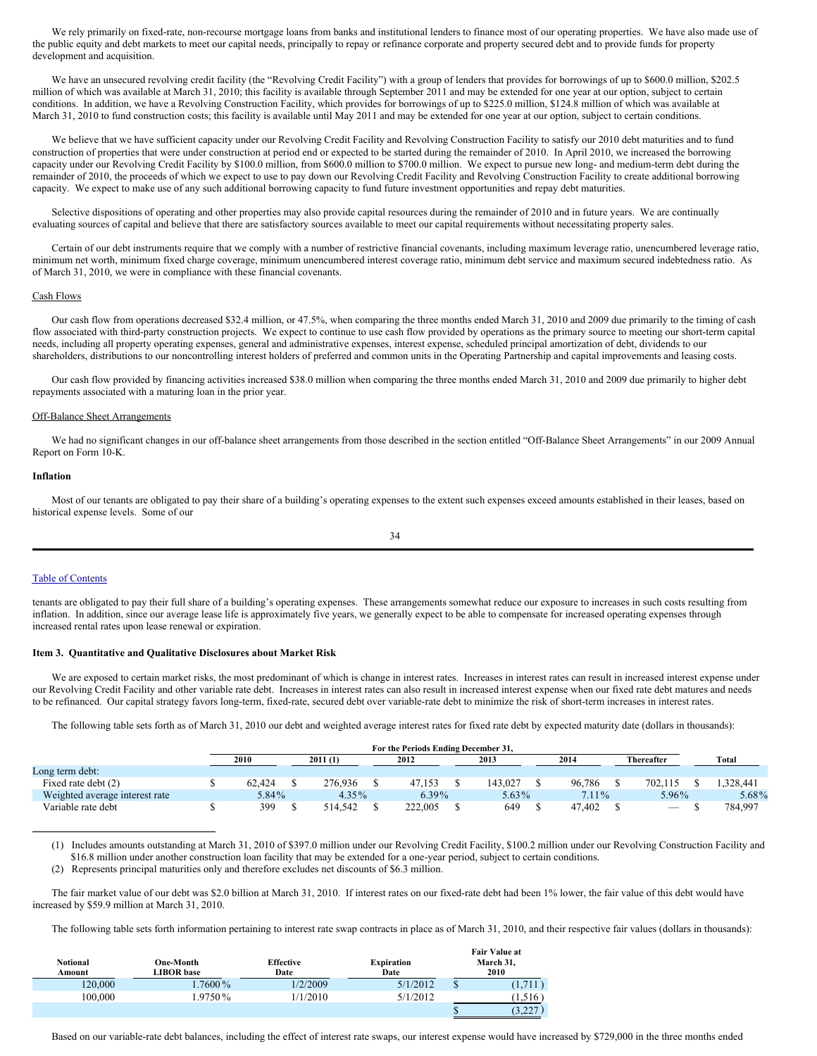We rely primarily on fixed-rate, non-recourse mortgage loans from banks and institutional lenders to finance most of our operating properties. We have also made use of the public equity and debt markets to meet our capital needs, principally to repay or refinance corporate and property secured debt and to provide funds for property development and acquisition.

We have an unsecured revolving credit facility (the "Revolving Credit Facility") with a group of lenders that provides for borrowings of up to $600.0 million, $202.5 million of which was available at March 31, 2010; this facility is available through September 2011 and may be extended for one year at our option, subject to certain conditions. In addition, we have a Revolving Construction Facility, which provides for borrowings of up to $225.0 million, $124.8 million of which was available at March 31, 2010 to fund construction costs; this facility is available until May 2011 and may be extended for one year at our option, subject to certain conditions.

We believe that we have sufficient capacity under our Revolving Credit Facility and Revolving Construction Facility to satisfy our 2010 debt maturities and to fund construction of properties that were under construction at period end or expected to be started during the remainder of 2010. In April 2010, we increased the borrowing capacity under our Revolving Credit Facility by $100.0 million, from $600.0 million to $700.0 million. We expect to pursue new long- and medium-term debt during the remainder of 2010, the proceeds of which we expect to use to pay down our Revolving Credit Facility and Revolving Construction Facility to create additional borrowing capacity. We expect to make use of any such additional borrowing capacity to fund future investment opportunities and repay debt maturities.

Selective dispositions of operating and other properties may also provide capital resources during the remainder of 2010 and in future years. We are continually evaluating sources of capital and believe that there are satisfactory sources available to meet our capital requirements without necessitating property sales.

Certain of our debt instruments require that we comply with a number of restrictive financial covenants, including maximum leverage ratio, unencumbered leverage ratio, minimum net worth, minimum fixed charge coverage, minimum unencumbered interest coverage ratio, minimum debt service and maximum secured indebtedness ratio. As of March 31, 2010, we were in compliance with these financial covenants.

Cash Flows

Our cash flow from operations decreased $32.4 million, or 47.5%, when comparing the three months ended March 31, 2010 and 2009 due primarily to the timing of cash flow associated with third-party construction projects. We expect to continue to use cash flow provided by operations as the primary source to meeting our short-term capital needs, including all property operating expenses, general and administrative expenses, interest expense, scheduled principal amortization of debt, dividends to our shareholders, distributions to our noncontrolling interest holders of preferred and common units in the Operating Partnership and capital improvements and leasing costs.

Our cash flow provided by financing activities increased $38.0 million when comparing the three months ended March 31, 2010 and 2009 due primarily to higher debt repayments associated with a maturing loan in the prior year.

Off-Balance Sheet Arrangements

We had no significant changes in our off-balance sheet arrangements from those described in the section entitled "Off-Balance Sheet Arrangements" in our 2009 Annual Report on Form 10-K.

**Inflation**

Most of our tenants are obligated to pay their share of a building's operating expenses to the extent such expenses exceed amounts established in their leases, based on historical expense levels. Some of our tenants are obligated to pay their full share of a building's operating expenses. These arrangements somewhat reduce our exposure to increases in such costs resulting from inflation. In addition, since our average lease life is approximately five years, we generally expect to be able to compensate for increased operating expenses through increased rental rates upon lease renewal or expiration.

**Item 3. Quantitative and Qualitative Disclosures about Market Risk**

We are exposed to certain market risks, the most predominant of which is change in interest rates. Increases in interest rates can result in increased interest expense under our Revolving Credit Facility and other variable rate debt. Increases in interest rates can also result in increased interest expense when our fixed rate debt matures and needs to be refinanced. Our capital strategy favors long-term, fixed-rate, secured debt over variable-rate debt to minimize the risk of short-term increases in interest rates.

The following table sets forth as of March 31, 2010 our debt and weighted average interest rates for fixed rate debt by expected maturity date (dollars in thousands):

| | For the Periods Ending December 31, | | | | | | |
|---|---|---|---|---|---|---|---|
| | 2010 | 2011 (1) | 2012 | 2013 | 2014 | Thereafter | Total |
| Long term debt: | | | | | | | |
| Fixed rate debt (2) | $ 62,424 | $ 276,936 | $ 47,153 | $ 143,027 | $ 96,786 | $ 702,115 | $ 1,328,441 |
| Weighted average interest rate | 5.84% | 4.35% | 6.39% | 5.63% | 7.11% | 5.96% | 5.68% |
| Variable rate debt | $ 399 | $ 514,542 | $ 222,005 | $ 649 | $ 47,402 | $ — | $ 784,997 |

(1) Includes amounts outstanding at March 31, 2010 of $397.0 million under our Revolving Credit Facility, $100.2 million under our Revolving Construction Facility and $16.8 million under another construction loan facility that may be extended for a one-year period, subject to certain conditions.

(2) Represents principal maturities only and therefore excludes net discounts of $6.3 million.

The fair market value of our debt was $2.0 billion at March 31, 2010. If interest rates on our fixed-rate debt had been 1% lower, the fair value of this debt would have increased by $59.9 million at March 31, 2010.

The following table sets forth information pertaining to interest rate swap contracts in place as of March 31, 2010, and their respective fair values (dollars in thousands):

| Notional Amount | One-Month LIBOR base | Effective Date | Expiration Date | Fair Value at March 31, 2010 |
|---|---|---|---|---|
| 120,000 | 1.7600% | 1/2/2009 | 5/1/2012 | $ (1,711) |
| 100,000 | 1.9750% | 1/1/2010 | 5/1/2012 | (1,516) |
| | | | | $ (3,227) |

Based on our variable-rate debt balances, including the effect of interest rate swaps, our interest expense would have increased by $729,000 in the three months ended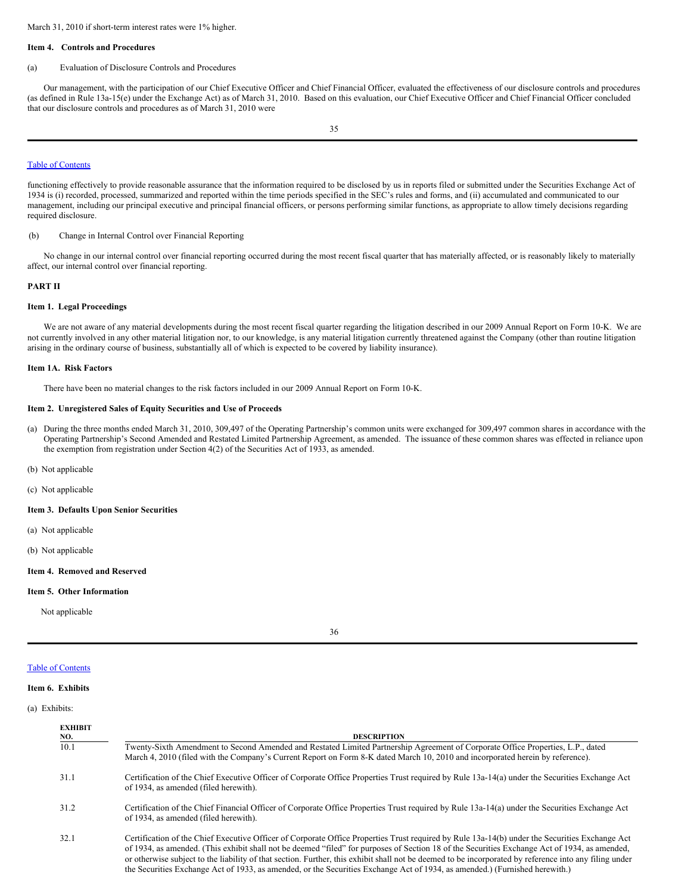March 31, 2010 if short-term interest rates were 1% higher.

### Item 4. Controls and Procedures

(a) Evaluation of Disclosure Controls and Procedures

Our management, with the participation of our Chief Executive Officer and Chief Financial Officer, evaluated the effectiveness of our disclosure controls and procedures (as defined in Rule 13a-15(e) under the Exchange Act) as of March 31, 2010. Based on this evaluation, our Chief Executive Officer and Chief Financial Officer concluded that our disclosure controls and procedures as of March 31, 2010 were functioning effectively to provide reasonable assurance that the information required to be disclosed by us in reports filed or submitted under the Securities Exchange Act of 1934 is (i) recorded, processed, summarized and reported within the time periods specified in the SEC's rules and forms, and (ii) accumulated and communicated to our management, including our principal executive and principal financial officers, or persons performing similar functions, as appropriate to allow timely decisions regarding required disclosure.

(b) Change in Internal Control over Financial Reporting

No change in our internal control over financial reporting occurred during the most recent fiscal quarter that has materially affected, or is reasonably likely to materially affect, our internal control over financial reporting.

## PART II

### Item 1. Legal Proceedings

We are not aware of any material developments during the most recent fiscal quarter regarding the litigation described in our 2009 Annual Report on Form 10-K. We are not currently involved in any other material litigation nor, to our knowledge, is any material litigation currently threatened against the Company (other than routine litigation arising in the ordinary course of business, substantially all of which is expected to be covered by liability insurance).

### Item 1A. Risk Factors

There have been no material changes to the risk factors included in our 2009 Annual Report on Form 10-K.

### Item 2. Unregistered Sales of Equity Securities and Use of Proceeds

(a) During the three months ended March 31, 2010, 309,497 of the Operating Partnership's common units were exchanged for 309,497 common shares in accordance with the Operating Partnership's Second Amended and Restated Limited Partnership Agreement, as amended. The issuance of these common shares was effected in reliance upon the exemption from registration under Section 4(2) of the Securities Act of 1933, as amended.

(b) Not applicable

(c) Not applicable

### Item 3. Defaults Upon Senior Securities

(a) Not applicable

(b) Not applicable

### Item 4. Removed and Reserved

### Item 5. Other Information

Not applicable

### Item 6. Exhibits

(a) Exhibits:

| EXHIBIT NO. | DESCRIPTION |
|---|---|
| 10.1 | Twenty-Sixth Amendment to Second Amended and Restated Limited Partnership Agreement of Corporate Office Properties, L.P., dated March 4, 2010 (filed with the Company's Current Report on Form 8-K dated March 10, 2010 and incorporated herein by reference). |
| 31.1 | Certification of the Chief Executive Officer of Corporate Office Properties Trust required by Rule 13a-14(a) under the Securities Exchange Act of 1934, as amended (filed herewith). |
| 31.2 | Certification of the Chief Financial Officer of Corporate Office Properties Trust required by Rule 13a-14(a) under the Securities Exchange Act of 1934, as amended (filed herewith). |
| 32.1 | Certification of the Chief Executive Officer of Corporate Office Properties Trust required by Rule 13a-14(b) under the Securities Exchange Act of 1934, as amended. (This exhibit shall not be deemed "filed" for purposes of Section 18 of the Securities Exchange Act of 1934, as amended, or otherwise subject to the liability of that section. Further, this exhibit shall not be deemed to be incorporated by reference into any filing under the Securities Exchange Act of 1933, as amended, or the Securities Exchange Act of 1934, as amended.) (Furnished herewith.) |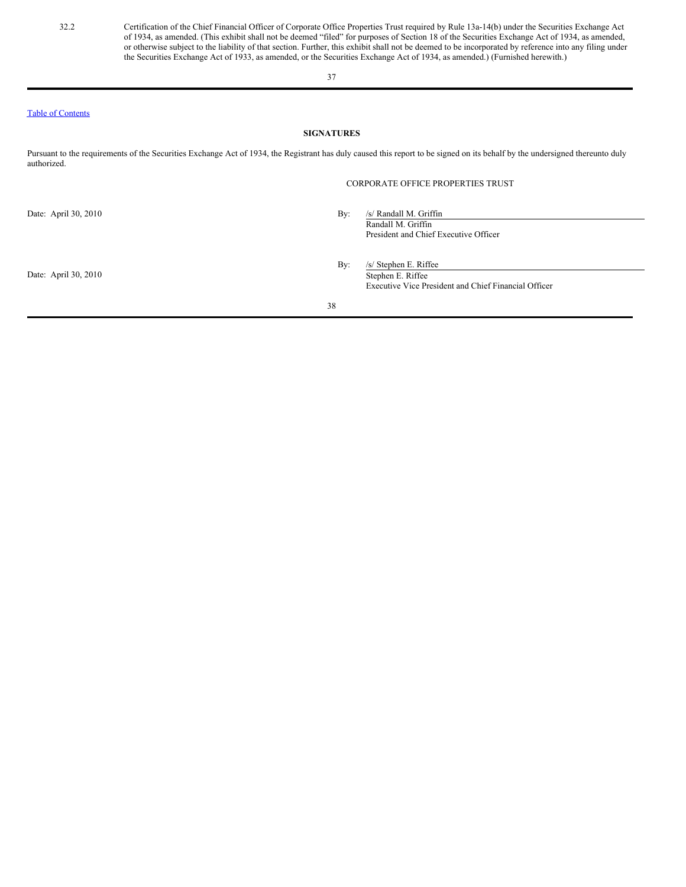| 32.2 | Certification of the Chief Financial Officer of Corporate Office Properties Trust required by Rule 13a-14(b) under the Securities Exchange Act of 1934, as amended. (This exhibit shall not be deemed "filed" for purposes of Section 18 of the Securities Exchange Act of 1934, as amended, or otherwise subject to the liability of that section. Further, this exhibit shall not be deemed to be incorporated by reference into any filing under the Securities Exchange Act of 1933, as amended, or the Securities Exchange Act of 1934, as amended.) (Furnished herewith.) |
|---|---|

Table of Contents

**SIGNATURES**

Pursuant to the requirements of the Securities Exchange Act of 1934, the Registrant has duly caused this report to be signed on its behalf by the undersigned thereunto duly authorized.

CORPORATE OFFICE PROPERTIES TRUST

Date: April 30, 2010

By: /s/ Randall M. Griffin
Randall M. Griffin
President and Chief Executive Officer

Date: April 30, 2010

By: /s/ Stephen E. Riffee
Stephen E. Riffee
Executive Vice President and Chief Financial Officer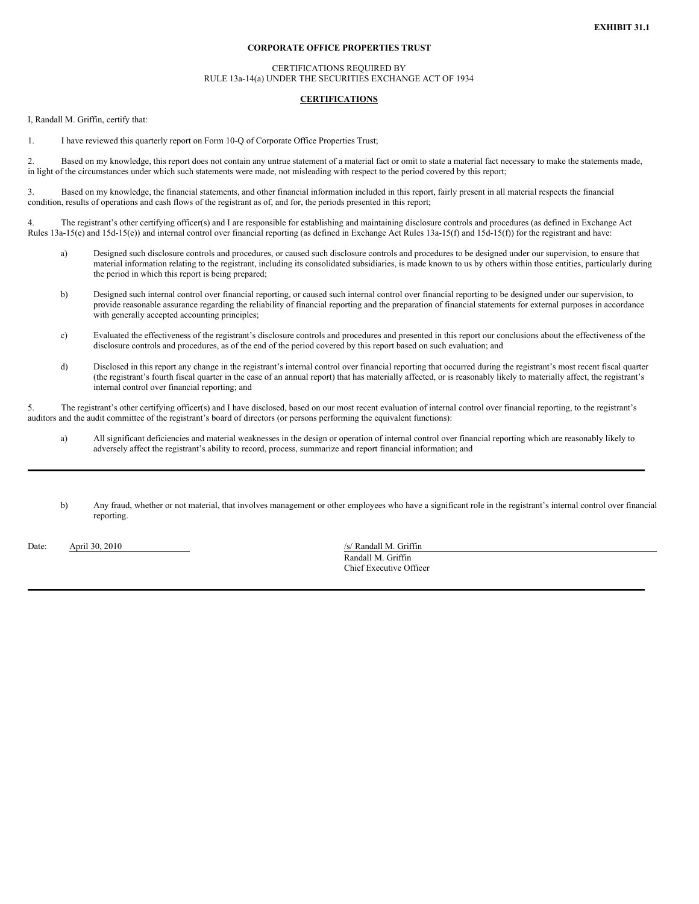**EXHIBIT 31.1**

**CORPORATE OFFICE PROPERTIES TRUST**

CERTIFICATIONS REQUIRED BY
RULE 13a-14(a) UNDER THE SECURITIES EXCHANGE ACT OF 1934

**CERTIFICATIONS**

I, Randall M. Griffin, certify that:

1. I have reviewed this quarterly report on Form 10-Q of Corporate Office Properties Trust;

2. Based on my knowledge, this report does not contain any untrue statement of a material fact or omit to state a material fact necessary to make the statements made, in light of the circumstances under which such statements were made, not misleading with respect to the period covered by this report;

3. Based on my knowledge, the financial statements, and other financial information included in this report, fairly present in all material respects the financial condition, results of operations and cash flows of the registrant as of, and for, the periods presented in this report;

4. The registrant's other certifying officer(s) and I are responsible for establishing and maintaining disclosure controls and procedures (as defined in Exchange Act Rules 13a-15(e) and 15d-15(e)) and internal control over financial reporting (as defined in Exchange Act Rules 13a-15(f) and 15d-15(f)) for the registrant and have:

   a) Designed such disclosure controls and procedures, or caused such disclosure controls and procedures to be designed under our supervision, to ensure that material information relating to the registrant, including its consolidated subsidiaries, is made known to us by others within those entities, particularly during the period in which this report is being prepared;

   b) Designed such internal control over financial reporting, or caused such internal control over financial reporting to be designed under our supervision, to provide reasonable assurance regarding the reliability of financial reporting and the preparation of financial statements for external purposes in accordance with generally accepted accounting principles;

   c) Evaluated the effectiveness of the registrant's disclosure controls and procedures and presented in this report our conclusions about the effectiveness of the disclosure controls and procedures, as of the end of the period covered by this report based on such evaluation; and

   d) Disclosed in this report any change in the registrant's internal control over financial reporting that occurred during the registrant's most recent fiscal quarter (the registrant's fourth fiscal quarter in the case of an annual report) that has materially affected, or is reasonably likely to materially affect, the registrant's internal control over financial reporting; and

5. The registrant's other certifying officer(s) and I have disclosed, based on our most recent evaluation of internal control over financial reporting, to the registrant's auditors and the audit committee of the registrant's board of directors (or persons performing the equivalent functions):

   a) All significant deficiencies and material weaknesses in the design or operation of internal control over financial reporting which are reasonably likely to adversely affect the registrant's ability to record, process, summarize and report financial information; and

   b) Any fraud, whether or not material, that involves management or other employees who have a significant role in the registrant's internal control over financial reporting.

Date: April 30, 2010

/s/ Randall M. Griffin
Randall M. Griffin
Chief Executive Officer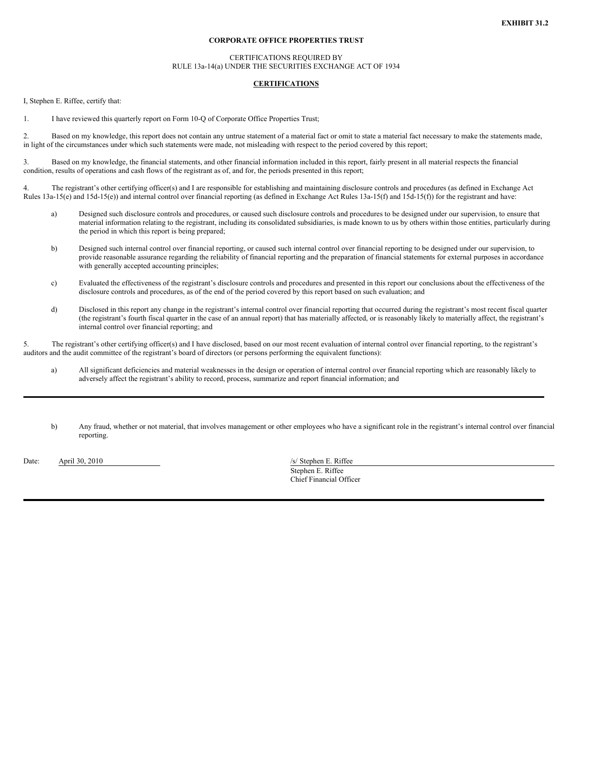**EXHIBIT 31.2**

**CORPORATE OFFICE PROPERTIES TRUST**

CERTIFICATIONS REQUIRED BY
RULE 13a-14(a) UNDER THE SECURITIES EXCHANGE ACT OF 1934

**CERTIFICATIONS**

I, Stephen E. Riffee, certify that:

1. I have reviewed this quarterly report on Form 10-Q of Corporate Office Properties Trust;

2. Based on my knowledge, this report does not contain any untrue statement of a material fact or omit to state a material fact necessary to make the statements made, in light of the circumstances under which such statements were made, not misleading with respect to the period covered by this report;

3. Based on my knowledge, the financial statements, and other financial information included in this report, fairly present in all material respects the financial condition, results of operations and cash flows of the registrant as of, and for, the periods presented in this report;

4. The registrant's other certifying officer(s) and I are responsible for establishing and maintaining disclosure controls and procedures (as defined in Exchange Act Rules 13a-15(e) and 15d-15(e)) and internal control over financial reporting (as defined in Exchange Act Rules 13a-15(f) and 15d-15(f)) for the registrant and have:

a) Designed such disclosure controls and procedures, or caused such disclosure controls and procedures to be designed under our supervision, to ensure that material information relating to the registrant, including its consolidated subsidiaries, is made known to us by others within those entities, particularly during the period in which this report is being prepared;

b) Designed such internal control over financial reporting, or caused such internal control over financial reporting to be designed under our supervision, to provide reasonable assurance regarding the reliability of financial reporting and the preparation of financial statements for external purposes in accordance with generally accepted accounting principles;

c) Evaluated the effectiveness of the registrant's disclosure controls and procedures and presented in this report our conclusions about the effectiveness of the disclosure controls and procedures, as of the end of the period covered by this report based on such evaluation; and

d) Disclosed in this report any change in the registrant's internal control over financial reporting that occurred during the registrant's most recent fiscal quarter (the registrant's fourth fiscal quarter in the case of an annual report) that has materially affected, or is reasonably likely to materially affect, the registrant's internal control over financial reporting; and

5. The registrant's other certifying officer(s) and I have disclosed, based on our most recent evaluation of internal control over financial reporting, to the registrant's auditors and the audit committee of the registrant's board of directors (or persons performing the equivalent functions):

a) All significant deficiencies and material weaknesses in the design or operation of internal control over financial reporting which are reasonably likely to adversely affect the registrant's ability to record, process, summarize and report financial information; and

b) Any fraud, whether or not material, that involves management or other employees who have a significant role in the registrant's internal control over financial reporting.

Date: April 30, 2010

/s/ Stephen E. Riffee
Stephen E. Riffee
Chief Financial Officer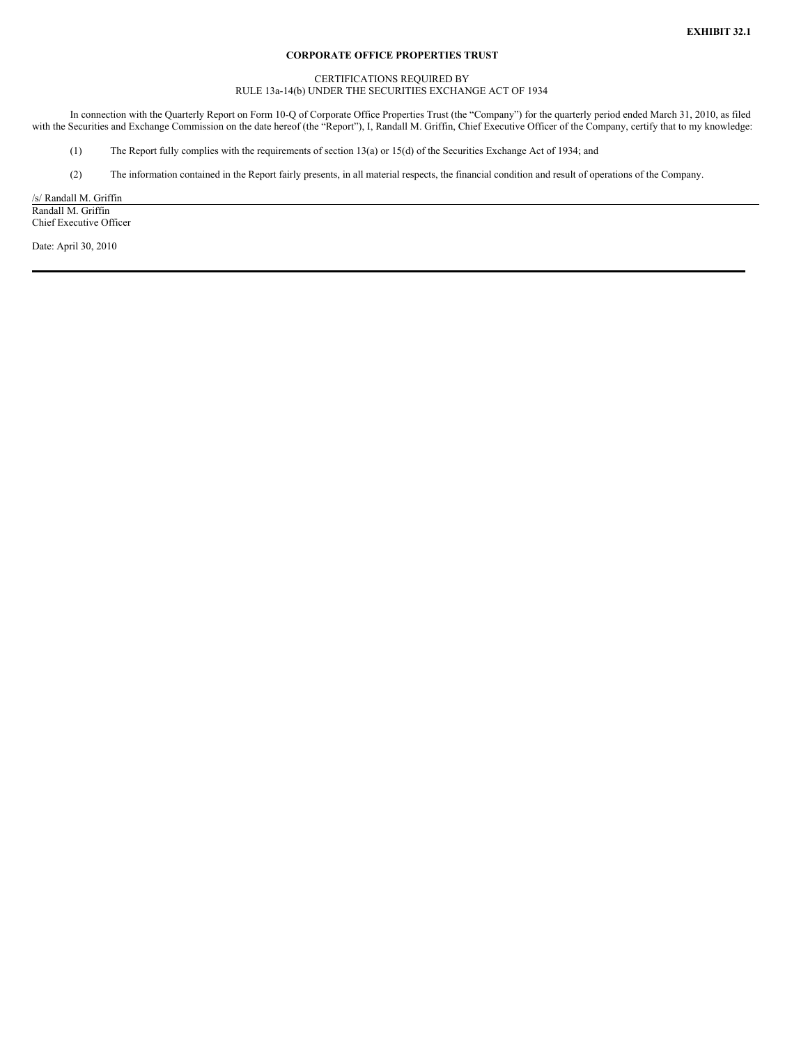**EXHIBIT 32.1**

**CORPORATE OFFICE PROPERTIES TRUST**

CERTIFICATIONS REQUIRED BY
RULE 13a-14(b) UNDER THE SECURITIES EXCHANGE ACT OF 1934

In connection with the Quarterly Report on Form 10-Q of Corporate Office Properties Trust (the "Company") for the quarterly period ended March 31, 2010, as filed with the Securities and Exchange Commission on the date hereof (the "Report"), I, Randall M. Griffin, Chief Executive Officer of the Company, certify that to my knowledge:

(1) The Report fully complies with the requirements of section 13(a) or 15(d) of the Securities Exchange Act of 1934; and

(2) The information contained in the Report fairly presents, in all material respects, the financial condition and result of operations of the Company.

/s/ Randall M. Griffin
Randall M. Griffin
Chief Executive Officer

Date: April 30, 2010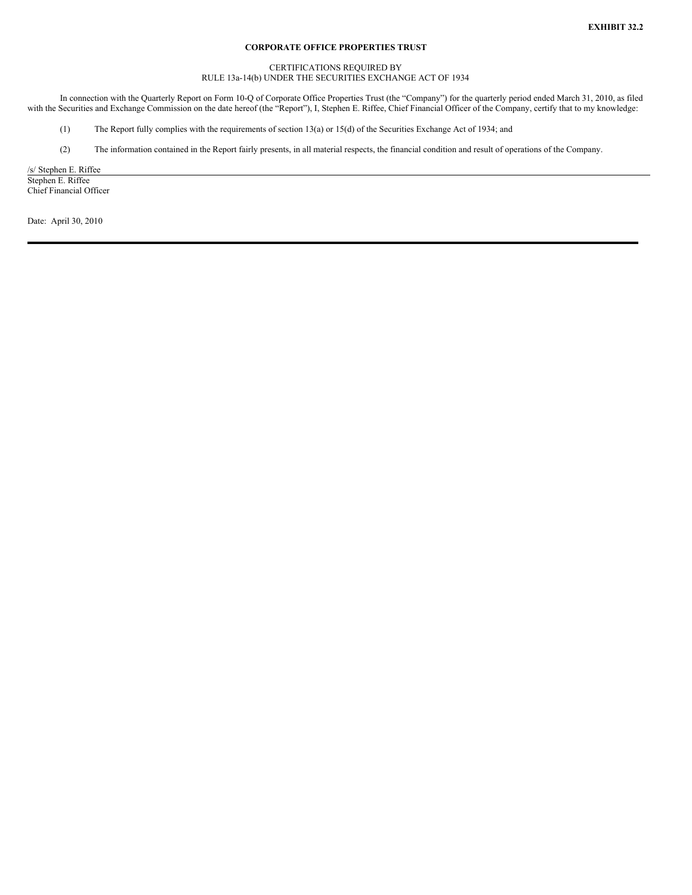**EXHIBIT 32.2**

**CORPORATE OFFICE PROPERTIES TRUST**

CERTIFICATIONS REQUIRED BY
RULE 13a-14(b) UNDER THE SECURITIES EXCHANGE ACT OF 1934

In connection with the Quarterly Report on Form 10-Q of Corporate Office Properties Trust (the "Company") for the quarterly period ended March 31, 2010, as filed with the Securities and Exchange Commission on the date hereof (the "Report"), I, Stephen E. Riffee, Chief Financial Officer of the Company, certify that to my knowledge:

(1) The Report fully complies with the requirements of section 13(a) or 15(d) of the Securities Exchange Act of 1934; and

(2) The information contained in the Report fairly presents, in all material respects, the financial condition and result of operations of the Company.

/s/ Stephen E. Riffee
Stephen E. Riffee
Chief Financial Officer

Date: April 30, 2010